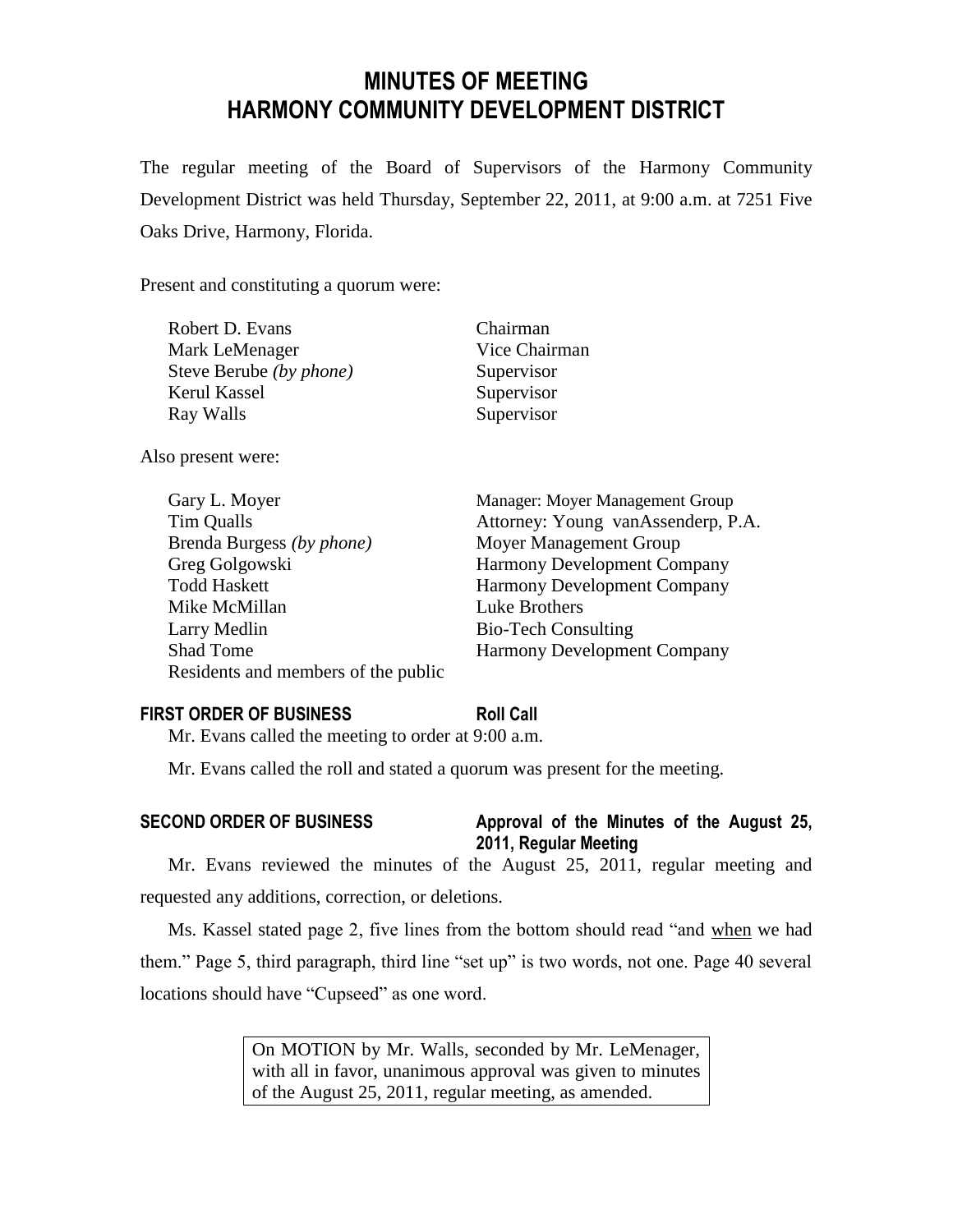# MINUTES OF MEETING
# HARMONY COMMUNITY DEVELOPMENT DISTRICT

The regular meeting of the Board of Supervisors of the Harmony Community Development District was held Thursday, September 22, 2011, at 9:00 a.m. at 7251 Five Oaks Drive, Harmony, Florida.

Present and constituting a quorum were:

| | |
|---|---|
| Robert D. Evans | Chairman |
| Mark LeMenager | Vice Chairman |
| Steve Berube *(by phone)* | Supervisor |
| Kerul Kassel | Supervisor |
| Ray Walls | Supervisor |

Also present were:

| | |
|---|---|
| Gary L. Moyer | Manager: Moyer Management Group |
| Tim Qualls | Attorney: Young vanAssenderp, P.A. |
| Brenda Burgess *(by phone)* | Moyer Management Group |
| Greg Golgowski | Harmony Development Company |
| Todd Haskett | Harmony Development Company |
| Mike McMillan | Luke Brothers |
| Larry Medlin | Bio-Tech Consulting |
| Shad Tome | Harmony Development Company |
| Residents and members of the public | |

**FIRST ORDER OF BUSINESS** **Roll Call**

Mr. Evans called the meeting to order at 9:00 a.m.

Mr. Evans called the roll and stated a quorum was present for the meeting.

**SECOND ORDER OF BUSINESS** **Approval of the Minutes of the August 25, 2011, Regular Meeting**

Mr. Evans reviewed the minutes of the August 25, 2011, regular meeting and requested any additions, correction, or deletions.

Ms. Kassel stated page 2, five lines from the bottom should read "and <u>when</u> we had them." Page 5, third paragraph, third line "set up" is two words, not one. Page 40 several locations should have "Cupseed" as one word.

> On MOTION by Mr. Walls, seconded by Mr. LeMenager, with all in favor, unanimous approval was given to minutes of the August 25, 2011, regular meeting, as amended.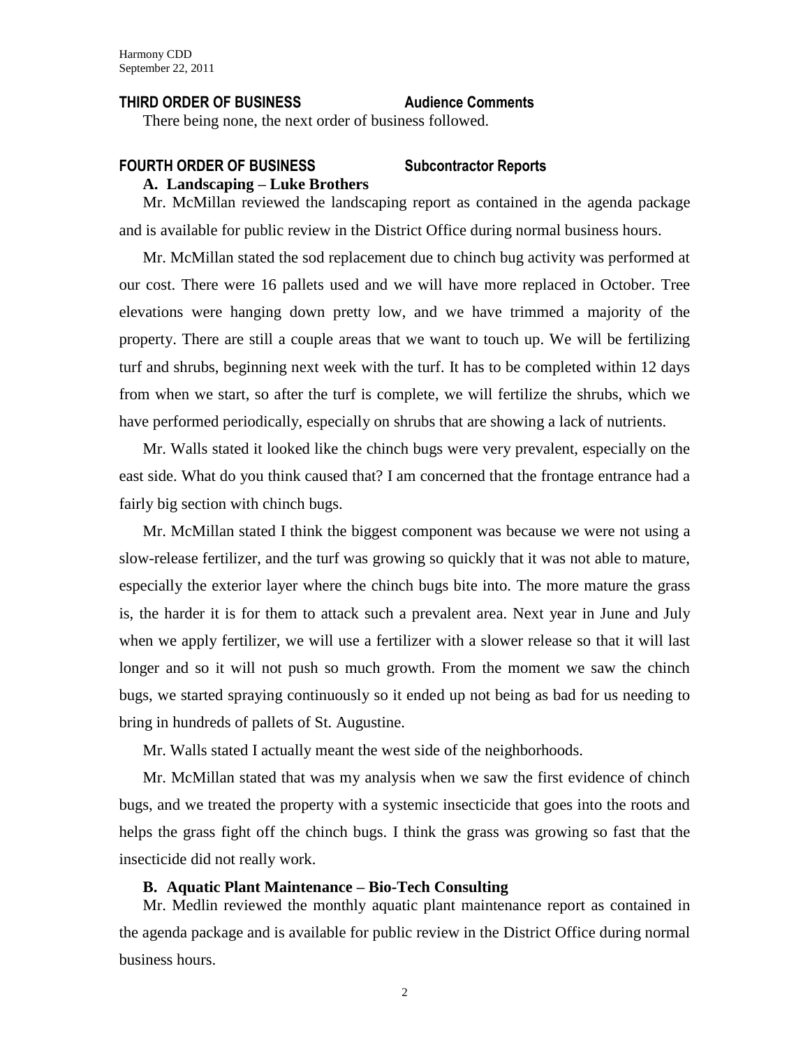**THIRD ORDER OF BUSINESS Audience Comments**

There being none, the next order of business followed.

**FOURTH ORDER OF BUSINESS Subcontractor Reports**

**A. Landscaping – Luke Brothers**

Mr. McMillan reviewed the landscaping report as contained in the agenda package and is available for public review in the District Office during normal business hours.

Mr. McMillan stated the sod replacement due to chinch bug activity was performed at our cost. There were 16 pallets used and we will have more replaced in October. Tree elevations were hanging down pretty low, and we have trimmed a majority of the property. There are still a couple areas that we want to touch up. We will be fertilizing turf and shrubs, beginning next week with the turf. It has to be completed within 12 days from when we start, so after the turf is complete, we will fertilize the shrubs, which we have performed periodically, especially on shrubs that are showing a lack of nutrients.

Mr. Walls stated it looked like the chinch bugs were very prevalent, especially on the east side. What do you think caused that? I am concerned that the frontage entrance had a fairly big section with chinch bugs.

Mr. McMillan stated I think the biggest component was because we were not using a slow-release fertilizer, and the turf was growing so quickly that it was not able to mature, especially the exterior layer where the chinch bugs bite into. The more mature the grass is, the harder it is for them to attack such a prevalent area. Next year in June and July when we apply fertilizer, we will use a fertilizer with a slower release so that it will last longer and so it will not push so much growth. From the moment we saw the chinch bugs, we started spraying continuously so it ended up not being as bad for us needing to bring in hundreds of pallets of St. Augustine.

Mr. Walls stated I actually meant the west side of the neighborhoods.

Mr. McMillan stated that was my analysis when we saw the first evidence of chinch bugs, and we treated the property with a systemic insecticide that goes into the roots and helps the grass fight off the chinch bugs. I think the grass was growing so fast that the insecticide did not really work.

**B. Aquatic Plant Maintenance – Bio-Tech Consulting**

Mr. Medlin reviewed the monthly aquatic plant maintenance report as contained in the agenda package and is available for public review in the District Office during normal business hours.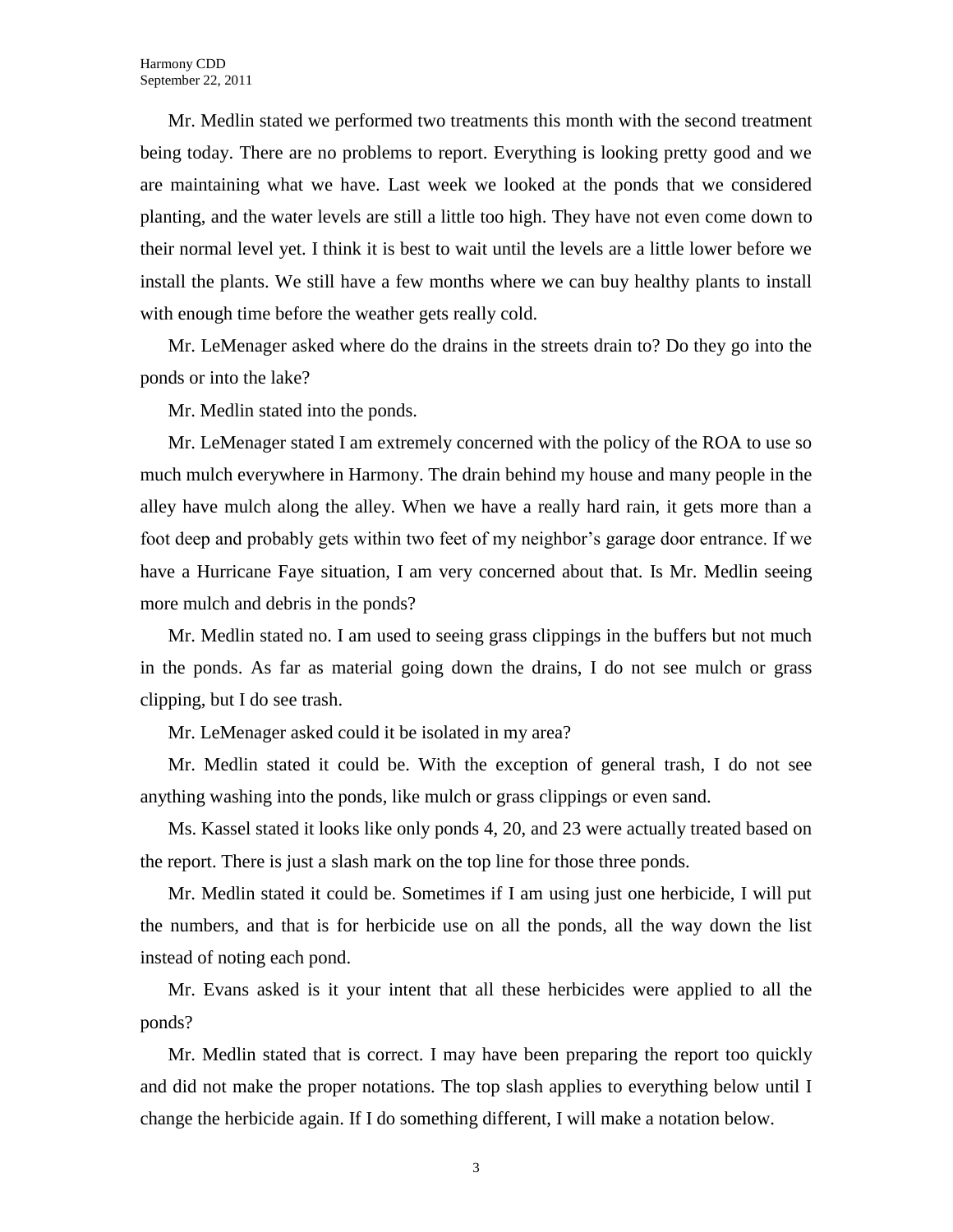Mr. Medlin stated we performed two treatments this month with the second treatment being today. There are no problems to report. Everything is looking pretty good and we are maintaining what we have. Last week we looked at the ponds that we considered planting, and the water levels are still a little too high. They have not even come down to their normal level yet. I think it is best to wait until the levels are a little lower before we install the plants. We still have a few months where we can buy healthy plants to install with enough time before the weather gets really cold.

Mr. LeMenager asked where do the drains in the streets drain to? Do they go into the ponds or into the lake?

Mr. Medlin stated into the ponds.

Mr. LeMenager stated I am extremely concerned with the policy of the ROA to use so much mulch everywhere in Harmony. The drain behind my house and many people in the alley have mulch along the alley. When we have a really hard rain, it gets more than a foot deep and probably gets within two feet of my neighbor's garage door entrance. If we have a Hurricane Faye situation, I am very concerned about that. Is Mr. Medlin seeing more mulch and debris in the ponds?

Mr. Medlin stated no. I am used to seeing grass clippings in the buffers but not much in the ponds. As far as material going down the drains, I do not see mulch or grass clipping, but I do see trash.

Mr. LeMenager asked could it be isolated in my area?

Mr. Medlin stated it could be. With the exception of general trash, I do not see anything washing into the ponds, like mulch or grass clippings or even sand.

Ms. Kassel stated it looks like only ponds 4, 20, and 23 were actually treated based on the report. There is just a slash mark on the top line for those three ponds.

Mr. Medlin stated it could be. Sometimes if I am using just one herbicide, I will put the numbers, and that is for herbicide use on all the ponds, all the way down the list instead of noting each pond.

Mr. Evans asked is it your intent that all these herbicides were applied to all the ponds?

Mr. Medlin stated that is correct. I may have been preparing the report too quickly and did not make the proper notations. The top slash applies to everything below until I change the herbicide again. If I do something different, I will make a notation below.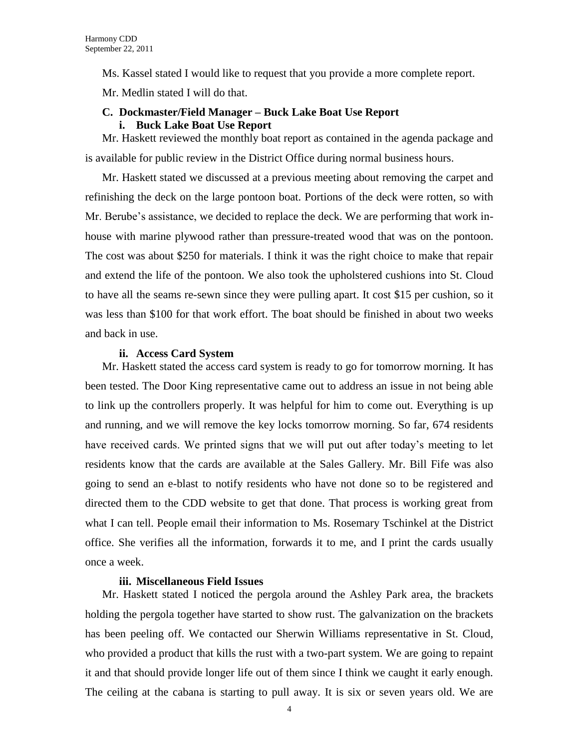Ms. Kassel stated I would like to request that you provide a more complete report.

Mr. Medlin stated I will do that.

### C. Dockmaster/Field Manager – Buck Lake Boat Use Report

#### i. Buck Lake Boat Use Report

Mr. Haskett reviewed the monthly boat report as contained in the agenda package and is available for public review in the District Office during normal business hours.

Mr. Haskett stated we discussed at a previous meeting about removing the carpet and refinishing the deck on the large pontoon boat. Portions of the deck were rotten, so with Mr. Berube's assistance, we decided to replace the deck. We are performing that work in-house with marine plywood rather than pressure-treated wood that was on the pontoon. The cost was about $250 for materials. I think it was the right choice to make that repair and extend the life of the pontoon. We also took the upholstered cushions into St. Cloud to have all the seams re-sewn since they were pulling apart. It cost $15 per cushion, so it was less than $100 for that work effort. The boat should be finished in about two weeks and back in use.

#### ii. Access Card System

Mr. Haskett stated the access card system is ready to go for tomorrow morning. It has been tested. The Door King representative came out to address an issue in not being able to link up the controllers properly. It was helpful for him to come out. Everything is up and running, and we will remove the key locks tomorrow morning. So far, 674 residents have received cards. We printed signs that we will put out after today's meeting to let residents know that the cards are available at the Sales Gallery. Mr. Bill Fife was also going to send an e-blast to notify residents who have not done so to be registered and directed them to the CDD website to get that done. That process is working great from what I can tell. People email their information to Ms. Rosemary Tschinkel at the District office. She verifies all the information, forwards it to me, and I print the cards usually once a week.

#### iii. Miscellaneous Field Issues

Mr. Haskett stated I noticed the pergola around the Ashley Park area, the brackets holding the pergola together have started to show rust. The galvanization on the brackets has been peeling off. We contacted our Sherwin Williams representative in St. Cloud, who provided a product that kills the rust with a two-part system. We are going to repaint it and that should provide longer life out of them since I think we caught it early enough. The ceiling at the cabana is starting to pull away. It is six or seven years old. We are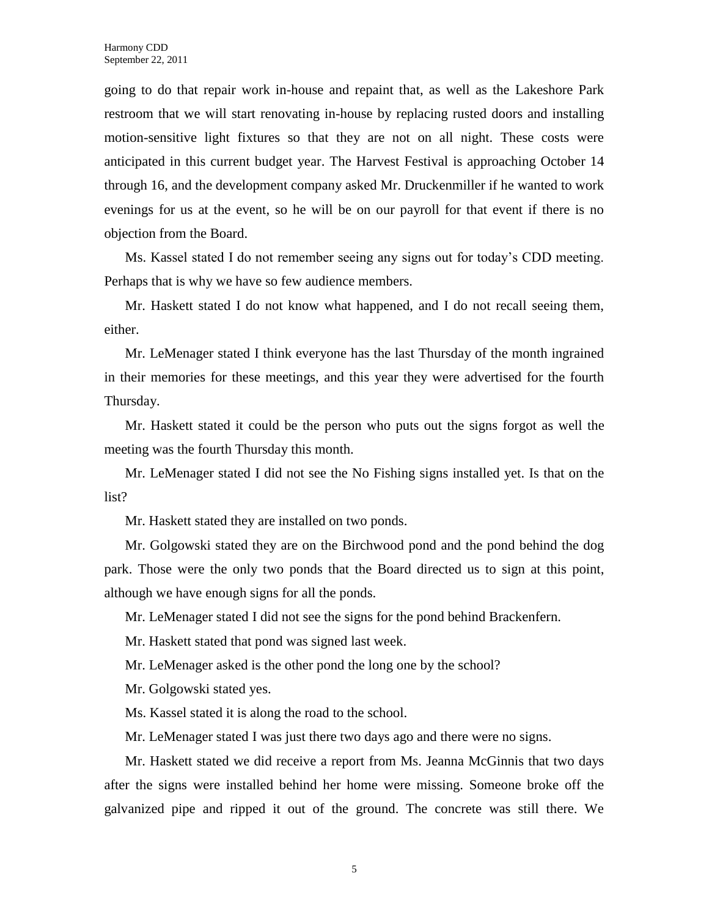going to do that repair work in-house and repaint that, as well as the Lakeshore Park restroom that we will start renovating in-house by replacing rusted doors and installing motion-sensitive light fixtures so that they are not on all night. These costs were anticipated in this current budget year. The Harvest Festival is approaching October 14 through 16, and the development company asked Mr. Druckenmiller if he wanted to work evenings for us at the event, so he will be on our payroll for that event if there is no objection from the Board.

Ms. Kassel stated I do not remember seeing any signs out for today's CDD meeting. Perhaps that is why we have so few audience members.

Mr. Haskett stated I do not know what happened, and I do not recall seeing them, either.

Mr. LeMenager stated I think everyone has the last Thursday of the month ingrained in their memories for these meetings, and this year they were advertised for the fourth Thursday.

Mr. Haskett stated it could be the person who puts out the signs forgot as well the meeting was the fourth Thursday this month.

Mr. LeMenager stated I did not see the No Fishing signs installed yet. Is that on the list?

Mr. Haskett stated they are installed on two ponds.

Mr. Golgowski stated they are on the Birchwood pond and the pond behind the dog park. Those were the only two ponds that the Board directed us to sign at this point, although we have enough signs for all the ponds.

Mr. LeMenager stated I did not see the signs for the pond behind Brackenfern.

Mr. Haskett stated that pond was signed last week.

Mr. LeMenager asked is the other pond the long one by the school?

Mr. Golgowski stated yes.

Ms. Kassel stated it is along the road to the school.

Mr. LeMenager stated I was just there two days ago and there were no signs.

Mr. Haskett stated we did receive a report from Ms. Jeanna McGinnis that two days after the signs were installed behind her home were missing. Someone broke off the galvanized pipe and ripped it out of the ground. The concrete was still there. We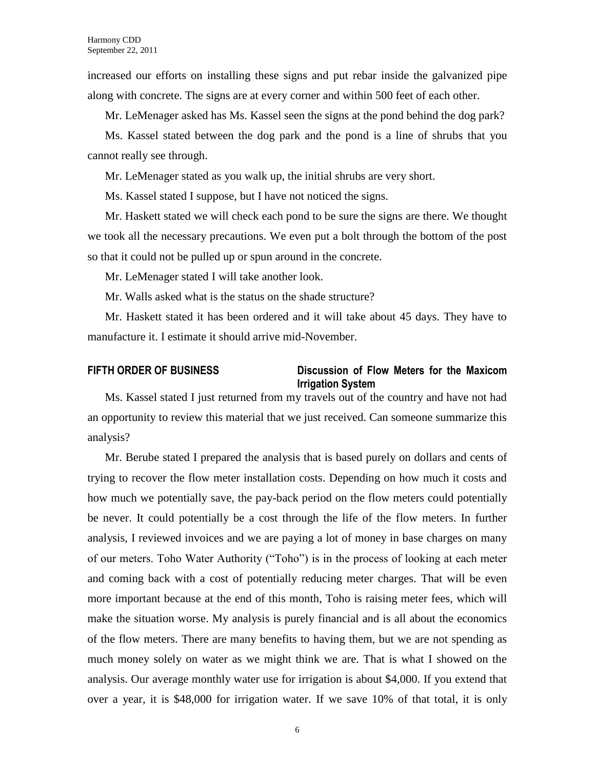increased our efforts on installing these signs and put rebar inside the galvanized pipe along with concrete. The signs are at every corner and within 500 feet of each other.

Mr. LeMenager asked has Ms. Kassel seen the signs at the pond behind the dog park?

Ms. Kassel stated between the dog park and the pond is a line of shrubs that you cannot really see through.

Mr. LeMenager stated as you walk up, the initial shrubs are very short.

Ms. Kassel stated I suppose, but I have not noticed the signs.

Mr. Haskett stated we will check each pond to be sure the signs are there. We thought we took all the necessary precautions. We even put a bolt through the bottom of the post so that it could not be pulled up or spun around in the concrete.

Mr. LeMenager stated I will take another look.

Mr. Walls asked what is the status on the shade structure?

Mr. Haskett stated it has been ordered and it will take about 45 days. They have to manufacture it. I estimate it should arrive mid-November.

**FIFTH ORDER OF BUSINESS** **Discussion of Flow Meters for the Maxicom Irrigation System**

Ms. Kassel stated I just returned from my travels out of the country and have not had an opportunity to review this material that we just received. Can someone summarize this analysis?

Mr. Berube stated I prepared the analysis that is based purely on dollars and cents of trying to recover the flow meter installation costs. Depending on how much it costs and how much we potentially save, the pay-back period on the flow meters could potentially be never. It could potentially be a cost through the life of the flow meters. In further analysis, I reviewed invoices and we are paying a lot of money in base charges on many of our meters. Toho Water Authority ("Toho") is in the process of looking at each meter and coming back with a cost of potentially reducing meter charges. That will be even more important because at the end of this month, Toho is raising meter fees, which will make the situation worse. My analysis is purely financial and is all about the economics of the flow meters. There are many benefits to having them, but we are not spending as much money solely on water as we might think we are. That is what I showed on the analysis. Our average monthly water use for irrigation is about $4,000. If you extend that over a year, it is $48,000 for irrigation water. If we save 10% of that total, it is only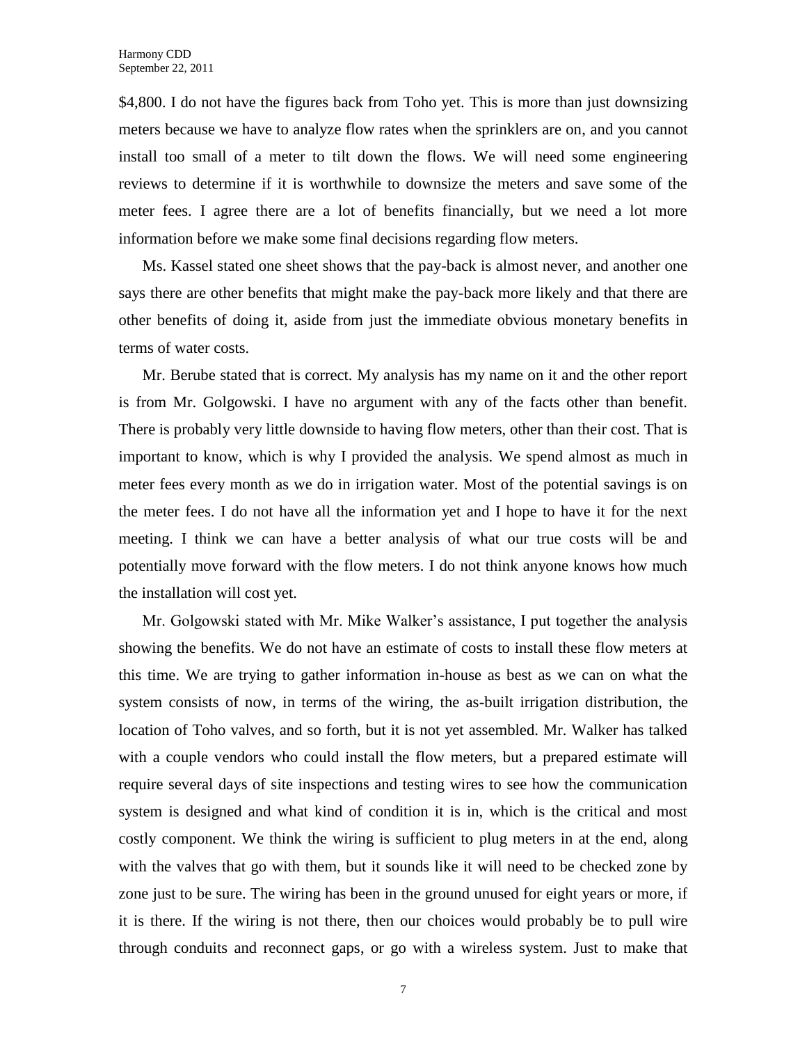$4,800. I do not have the figures back from Toho yet. This is more than just downsizing meters because we have to analyze flow rates when the sprinklers are on, and you cannot install too small of a meter to tilt down the flows. We will need some engineering reviews to determine if it is worthwhile to downsize the meters and save some of the meter fees. I agree there are a lot of benefits financially, but we need a lot more information before we make some final decisions regarding flow meters.

Ms. Kassel stated one sheet shows that the pay-back is almost never, and another one says there are other benefits that might make the pay-back more likely and that there are other benefits of doing it, aside from just the immediate obvious monetary benefits in terms of water costs.

Mr. Berube stated that is correct. My analysis has my name on it and the other report is from Mr. Golgowski. I have no argument with any of the facts other than benefit. There is probably very little downside to having flow meters, other than their cost. That is important to know, which is why I provided the analysis. We spend almost as much in meter fees every month as we do in irrigation water. Most of the potential savings is on the meter fees. I do not have all the information yet and I hope to have it for the next meeting. I think we can have a better analysis of what our true costs will be and potentially move forward with the flow meters. I do not think anyone knows how much the installation will cost yet.

Mr. Golgowski stated with Mr. Mike Walker's assistance, I put together the analysis showing the benefits. We do not have an estimate of costs to install these flow meters at this time. We are trying to gather information in-house as best as we can on what the system consists of now, in terms of the wiring, the as-built irrigation distribution, the location of Toho valves, and so forth, but it is not yet assembled. Mr. Walker has talked with a couple vendors who could install the flow meters, but a prepared estimate will require several days of site inspections and testing wires to see how the communication system is designed and what kind of condition it is in, which is the critical and most costly component. We think the wiring is sufficient to plug meters in at the end, along with the valves that go with them, but it sounds like it will need to be checked zone by zone just to be sure. The wiring has been in the ground unused for eight years or more, if it is there. If the wiring is not there, then our choices would probably be to pull wire through conduits and reconnect gaps, or go with a wireless system. Just to make that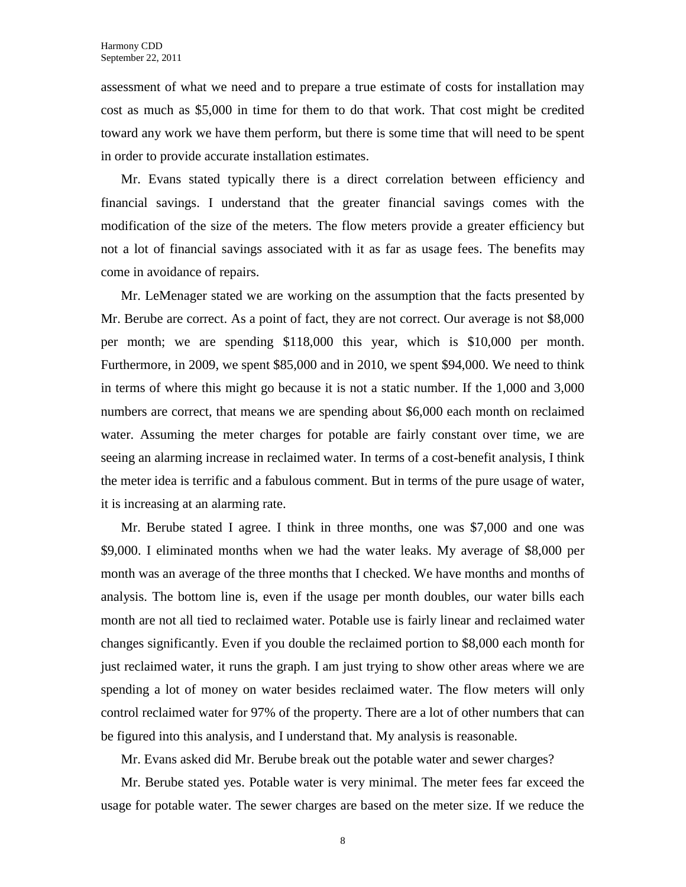assessment of what we need and to prepare a true estimate of costs for installation may cost as much as $5,000 in time for them to do that work. That cost might be credited toward any work we have them perform, but there is some time that will need to be spent in order to provide accurate installation estimates.

Mr. Evans stated typically there is a direct correlation between efficiency and financial savings. I understand that the greater financial savings comes with the modification of the size of the meters. The flow meters provide a greater efficiency but not a lot of financial savings associated with it as far as usage fees. The benefits may come in avoidance of repairs.

Mr. LeMenager stated we are working on the assumption that the facts presented by Mr. Berube are correct. As a point of fact, they are not correct. Our average is not $8,000 per month; we are spending $118,000 this year, which is $10,000 per month. Furthermore, in 2009, we spent $85,000 and in 2010, we spent $94,000. We need to think in terms of where this might go because it is not a static number. If the 1,000 and 3,000 numbers are correct, that means we are spending about $6,000 each month on reclaimed water. Assuming the meter charges for potable are fairly constant over time, we are seeing an alarming increase in reclaimed water. In terms of a cost-benefit analysis, I think the meter idea is terrific and a fabulous comment. But in terms of the pure usage of water, it is increasing at an alarming rate.

Mr. Berube stated I agree. I think in three months, one was $7,000 and one was $9,000. I eliminated months when we had the water leaks. My average of $8,000 per month was an average of the three months that I checked. We have months and months of analysis. The bottom line is, even if the usage per month doubles, our water bills each month are not all tied to reclaimed water. Potable use is fairly linear and reclaimed water changes significantly. Even if you double the reclaimed portion to $8,000 each month for just reclaimed water, it runs the graph. I am just trying to show other areas where we are spending a lot of money on water besides reclaimed water. The flow meters will only control reclaimed water for 97% of the property. There are a lot of other numbers that can be figured into this analysis, and I understand that. My analysis is reasonable.

Mr. Evans asked did Mr. Berube break out the potable water and sewer charges?

Mr. Berube stated yes. Potable water is very minimal. The meter fees far exceed the usage for potable water. The sewer charges are based on the meter size. If we reduce the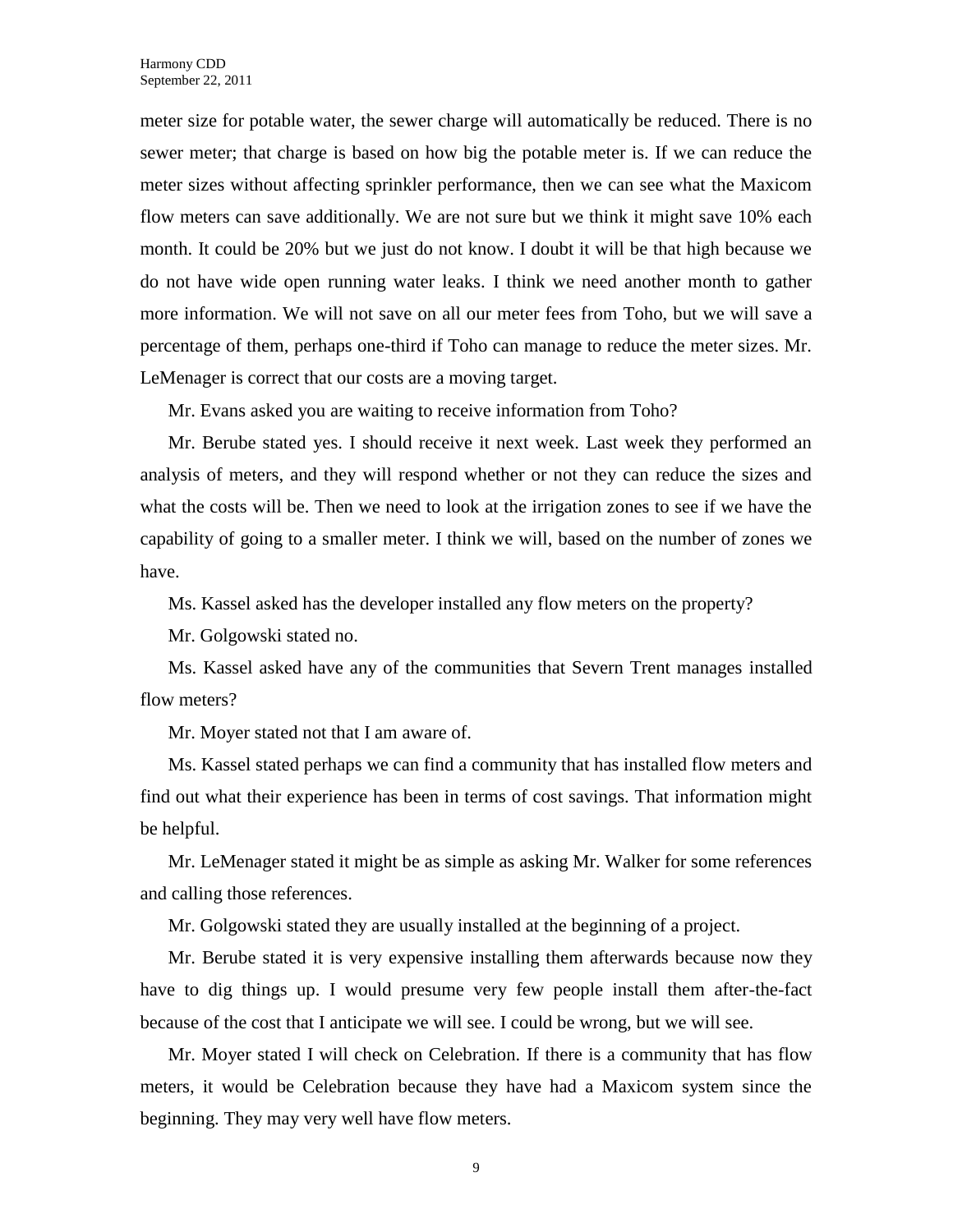meter size for potable water, the sewer charge will automatically be reduced. There is no sewer meter; that charge is based on how big the potable meter is. If we can reduce the meter sizes without affecting sprinkler performance, then we can see what the Maxicom flow meters can save additionally. We are not sure but we think it might save 10% each month. It could be 20% but we just do not know. I doubt it will be that high because we do not have wide open running water leaks. I think we need another month to gather more information. We will not save on all our meter fees from Toho, but we will save a percentage of them, perhaps one-third if Toho can manage to reduce the meter sizes. Mr. LeMenager is correct that our costs are a moving target.

Mr. Evans asked you are waiting to receive information from Toho?

Mr. Berube stated yes. I should receive it next week. Last week they performed an analysis of meters, and they will respond whether or not they can reduce the sizes and what the costs will be. Then we need to look at the irrigation zones to see if we have the capability of going to a smaller meter. I think we will, based on the number of zones we have.

Ms. Kassel asked has the developer installed any flow meters on the property?

Mr. Golgowski stated no.

Ms. Kassel asked have any of the communities that Severn Trent manages installed flow meters?

Mr. Moyer stated not that I am aware of.

Ms. Kassel stated perhaps we can find a community that has installed flow meters and find out what their experience has been in terms of cost savings. That information might be helpful.

Mr. LeMenager stated it might be as simple as asking Mr. Walker for some references and calling those references.

Mr. Golgowski stated they are usually installed at the beginning of a project.

Mr. Berube stated it is very expensive installing them afterwards because now they have to dig things up. I would presume very few people install them after-the-fact because of the cost that I anticipate we will see. I could be wrong, but we will see.

Mr. Moyer stated I will check on Celebration. If there is a community that has flow meters, it would be Celebration because they have had a Maxicom system since the beginning. They may very well have flow meters.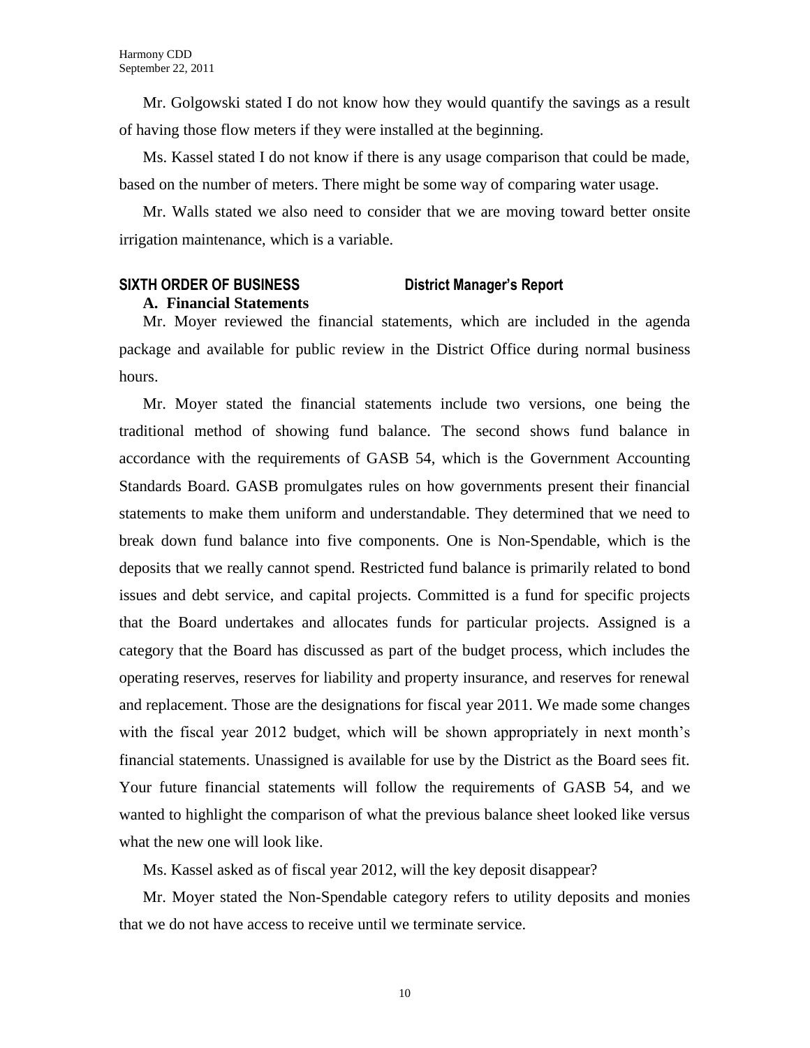Mr. Golgowski stated I do not know how they would quantify the savings as a result of having those flow meters if they were installed at the beginning.

Ms. Kassel stated I do not know if there is any usage comparison that could be made, based on the number of meters. There might be some way of comparing water usage.

Mr. Walls stated we also need to consider that we are moving toward better onsite irrigation maintenance, which is a variable.

## SIXTH ORDER OF BUSINESS District Manager's Report

### A. Financial Statements

Mr. Moyer reviewed the financial statements, which are included in the agenda package and available for public review in the District Office during normal business hours.

Mr. Moyer stated the financial statements include two versions, one being the traditional method of showing fund balance. The second shows fund balance in accordance with the requirements of GASB 54, which is the Government Accounting Standards Board. GASB promulgates rules on how governments present their financial statements to make them uniform and understandable. They determined that we need to break down fund balance into five components. One is Non-Spendable, which is the deposits that we really cannot spend. Restricted fund balance is primarily related to bond issues and debt service, and capital projects. Committed is a fund for specific projects that the Board undertakes and allocates funds for particular projects. Assigned is a category that the Board has discussed as part of the budget process, which includes the operating reserves, reserves for liability and property insurance, and reserves for renewal and replacement. Those are the designations for fiscal year 2011. We made some changes with the fiscal year 2012 budget, which will be shown appropriately in next month's financial statements. Unassigned is available for use by the District as the Board sees fit. Your future financial statements will follow the requirements of GASB 54, and we wanted to highlight the comparison of what the previous balance sheet looked like versus what the new one will look like.

Ms. Kassel asked as of fiscal year 2012, will the key deposit disappear?

Mr. Moyer stated the Non-Spendable category refers to utility deposits and monies that we do not have access to receive until we terminate service.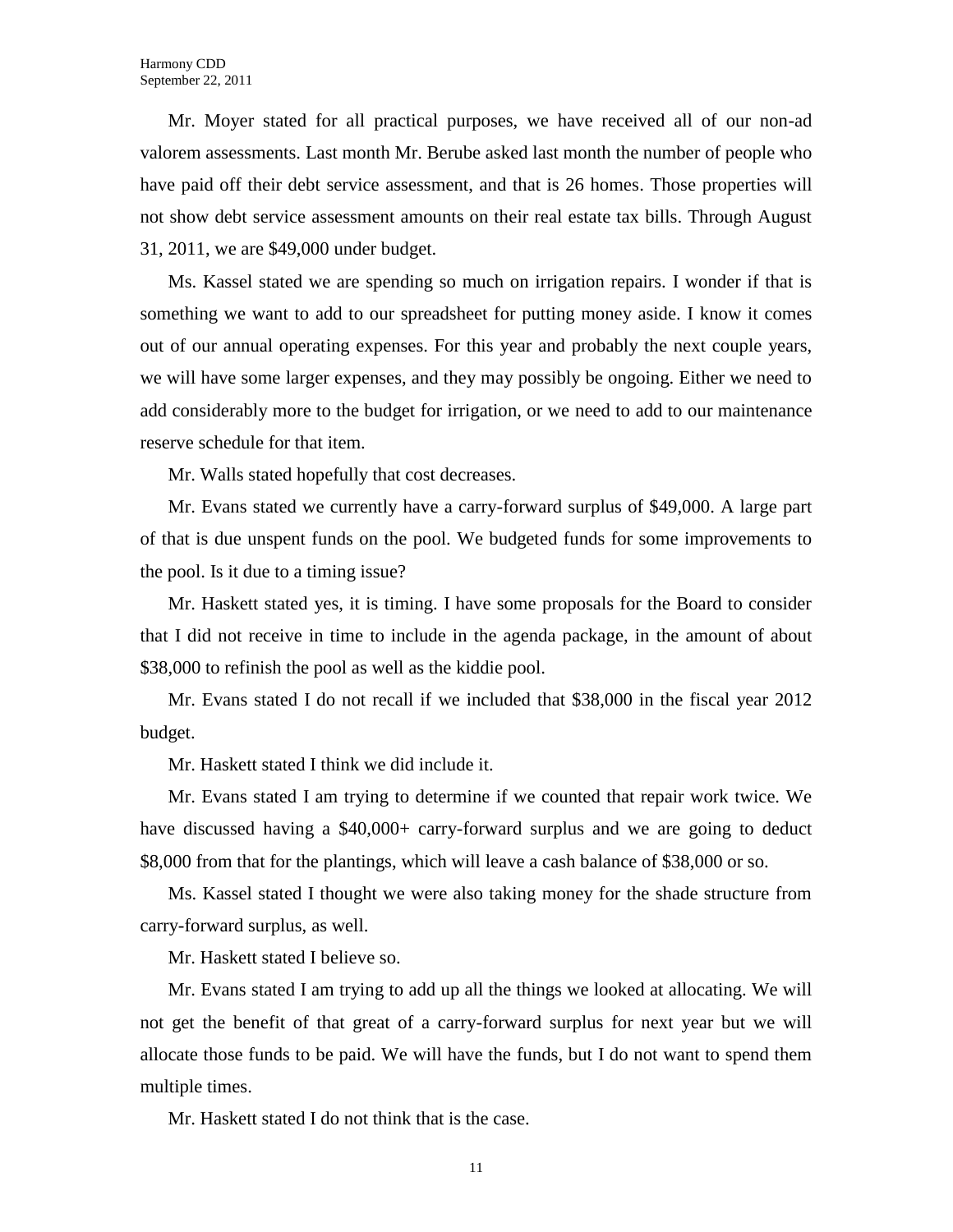Mr. Moyer stated for all practical purposes, we have received all of our non-ad valorem assessments. Last month Mr. Berube asked last month the number of people who have paid off their debt service assessment, and that is 26 homes. Those properties will not show debt service assessment amounts on their real estate tax bills. Through August 31, 2011, we are $49,000 under budget.

Ms. Kassel stated we are spending so much on irrigation repairs. I wonder if that is something we want to add to our spreadsheet for putting money aside. I know it comes out of our annual operating expenses. For this year and probably the next couple years, we will have some larger expenses, and they may possibly be ongoing. Either we need to add considerably more to the budget for irrigation, or we need to add to our maintenance reserve schedule for that item.

Mr. Walls stated hopefully that cost decreases.

Mr. Evans stated we currently have a carry-forward surplus of $49,000. A large part of that is due unspent funds on the pool. We budgeted funds for some improvements to the pool. Is it due to a timing issue?

Mr. Haskett stated yes, it is timing. I have some proposals for the Board to consider that I did not receive in time to include in the agenda package, in the amount of about $38,000 to refinish the pool as well as the kiddie pool.

Mr. Evans stated I do not recall if we included that $38,000 in the fiscal year 2012 budget.

Mr. Haskett stated I think we did include it.

Mr. Evans stated I am trying to determine if we counted that repair work twice. We have discussed having a $40,000+ carry-forward surplus and we are going to deduct $8,000 from that for the plantings, which will leave a cash balance of $38,000 or so.

Ms. Kassel stated I thought we were also taking money for the shade structure from carry-forward surplus, as well.

Mr. Haskett stated I believe so.

Mr. Evans stated I am trying to add up all the things we looked at allocating. We will not get the benefit of that great of a carry-forward surplus for next year but we will allocate those funds to be paid. We will have the funds, but I do not want to spend them multiple times.

Mr. Haskett stated I do not think that is the case.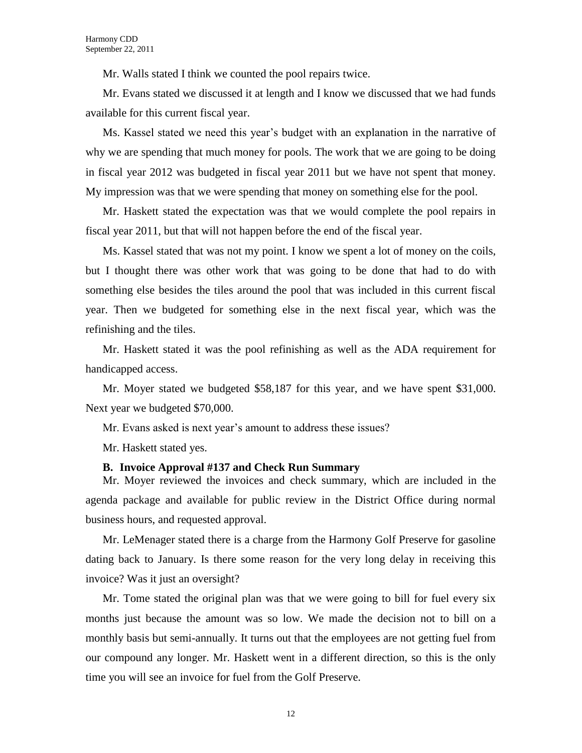Mr. Walls stated I think we counted the pool repairs twice.

Mr. Evans stated we discussed it at length and I know we discussed that we had funds available for this current fiscal year.

Ms. Kassel stated we need this year's budget with an explanation in the narrative of why we are spending that much money for pools. The work that we are going to be doing in fiscal year 2012 was budgeted in fiscal year 2011 but we have not spent that money. My impression was that we were spending that money on something else for the pool.

Mr. Haskett stated the expectation was that we would complete the pool repairs in fiscal year 2011, but that will not happen before the end of the fiscal year.

Ms. Kassel stated that was not my point. I know we spent a lot of money on the coils, but I thought there was other work that was going to be done that had to do with something else besides the tiles around the pool that was included in this current fiscal year. Then we budgeted for something else in the next fiscal year, which was the refinishing and the tiles.

Mr. Haskett stated it was the pool refinishing as well as the ADA requirement for handicapped access.

Mr. Moyer stated we budgeted $58,187 for this year, and we have spent $31,000. Next year we budgeted $70,000.

Mr. Evans asked is next year's amount to address these issues?

Mr. Haskett stated yes.

**B. Invoice Approval #137 and Check Run Summary**

Mr. Moyer reviewed the invoices and check summary, which are included in the agenda package and available for public review in the District Office during normal business hours, and requested approval.

Mr. LeMenager stated there is a charge from the Harmony Golf Preserve for gasoline dating back to January. Is there some reason for the very long delay in receiving this invoice? Was it just an oversight?

Mr. Tome stated the original plan was that we were going to bill for fuel every six months just because the amount was so low. We made the decision not to bill on a monthly basis but semi-annually. It turns out that the employees are not getting fuel from our compound any longer. Mr. Haskett went in a different direction, so this is the only time you will see an invoice for fuel from the Golf Preserve.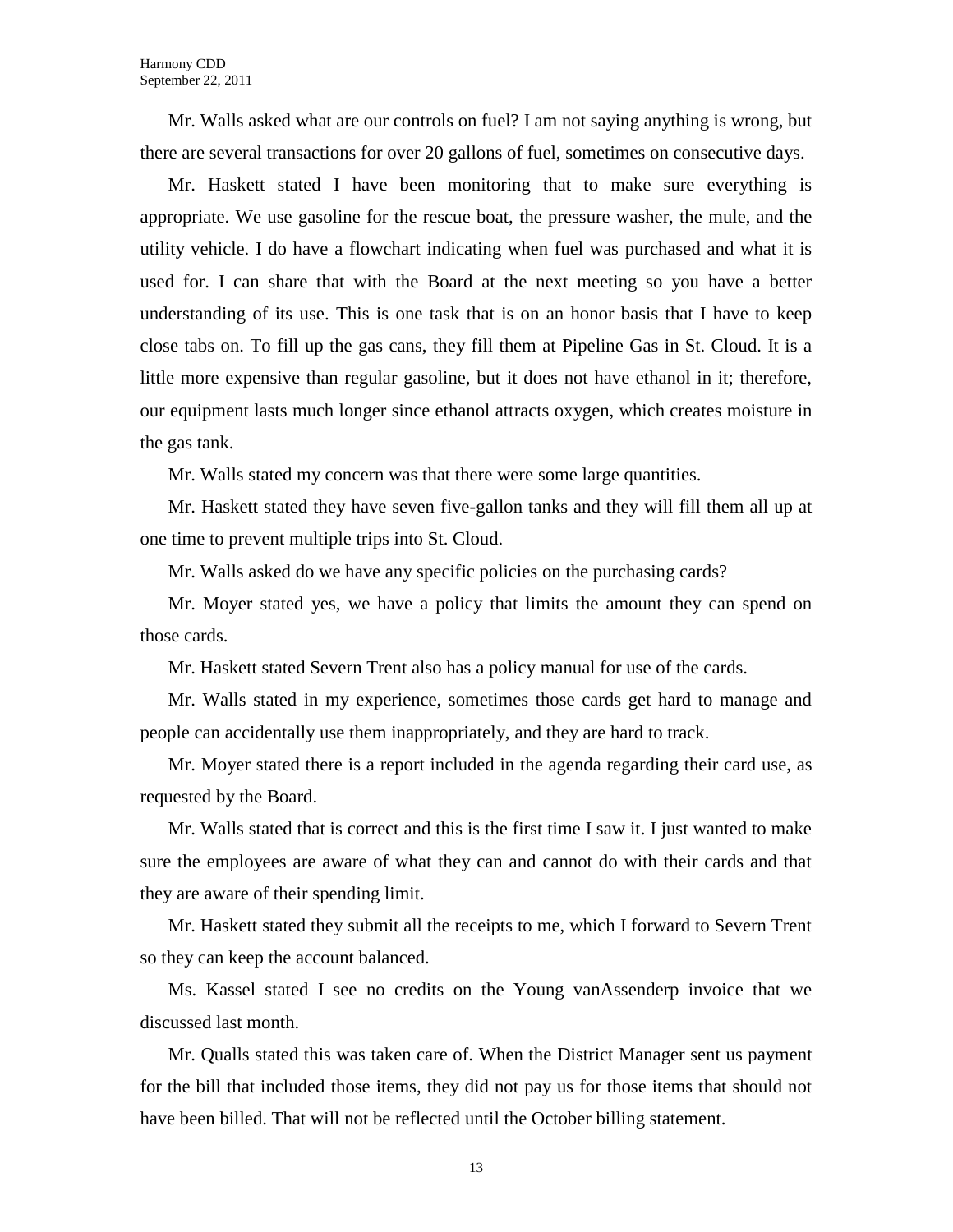Mr. Walls asked what are our controls on fuel? I am not saying anything is wrong, but there are several transactions for over 20 gallons of fuel, sometimes on consecutive days.

Mr. Haskett stated I have been monitoring that to make sure everything is appropriate. We use gasoline for the rescue boat, the pressure washer, the mule, and the utility vehicle. I do have a flowchart indicating when fuel was purchased and what it is used for. I can share that with the Board at the next meeting so you have a better understanding of its use. This is one task that is on an honor basis that I have to keep close tabs on. To fill up the gas cans, they fill them at Pipeline Gas in St. Cloud. It is a little more expensive than regular gasoline, but it does not have ethanol in it; therefore, our equipment lasts much longer since ethanol attracts oxygen, which creates moisture in the gas tank.

Mr. Walls stated my concern was that there were some large quantities.

Mr. Haskett stated they have seven five-gallon tanks and they will fill them all up at one time to prevent multiple trips into St. Cloud.

Mr. Walls asked do we have any specific policies on the purchasing cards?

Mr. Moyer stated yes, we have a policy that limits the amount they can spend on those cards.

Mr. Haskett stated Severn Trent also has a policy manual for use of the cards.

Mr. Walls stated in my experience, sometimes those cards get hard to manage and people can accidentally use them inappropriately, and they are hard to track.

Mr. Moyer stated there is a report included in the agenda regarding their card use, as requested by the Board.

Mr. Walls stated that is correct and this is the first time I saw it. I just wanted to make sure the employees are aware of what they can and cannot do with their cards and that they are aware of their spending limit.

Mr. Haskett stated they submit all the receipts to me, which I forward to Severn Trent so they can keep the account balanced.

Ms. Kassel stated I see no credits on the Young vanAssenderp invoice that we discussed last month.

Mr. Qualls stated this was taken care of. When the District Manager sent us payment for the bill that included those items, they did not pay us for those items that should not have been billed. That will not be reflected until the October billing statement.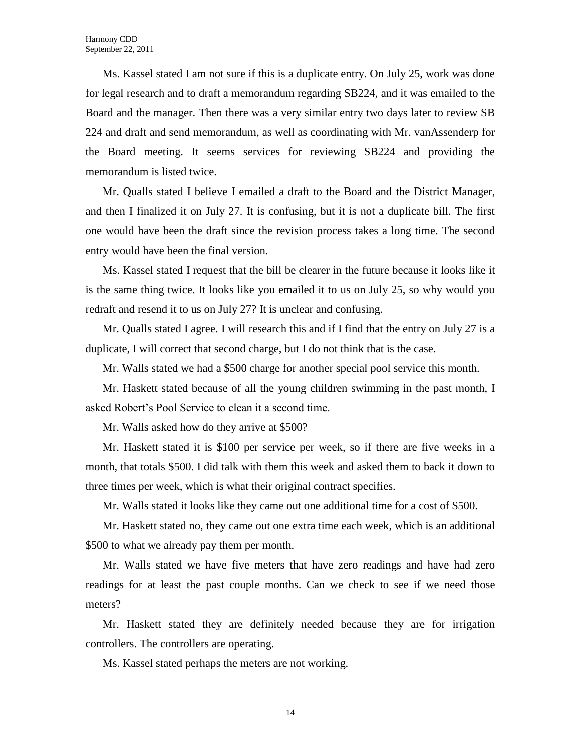Ms. Kassel stated I am not sure if this is a duplicate entry. On July 25, work was done for legal research and to draft a memorandum regarding SB224, and it was emailed to the Board and the manager. Then there was a very similar entry two days later to review SB 224 and draft and send memorandum, as well as coordinating with Mr. vanAssenderp for the Board meeting. It seems services for reviewing SB224 and providing the memorandum is listed twice.

Mr. Qualls stated I believe I emailed a draft to the Board and the District Manager, and then I finalized it on July 27. It is confusing, but it is not a duplicate bill. The first one would have been the draft since the revision process takes a long time. The second entry would have been the final version.

Ms. Kassel stated I request that the bill be clearer in the future because it looks like it is the same thing twice. It looks like you emailed it to us on July 25, so why would you redraft and resend it to us on July 27? It is unclear and confusing.

Mr. Qualls stated I agree. I will research this and if I find that the entry on July 27 is a duplicate, I will correct that second charge, but I do not think that is the case.

Mr. Walls stated we had a $500 charge for another special pool service this month.

Mr. Haskett stated because of all the young children swimming in the past month, I asked Robert's Pool Service to clean it a second time.

Mr. Walls asked how do they arrive at $500?

Mr. Haskett stated it is $100 per service per week, so if there are five weeks in a month, that totals $500. I did talk with them this week and asked them to back it down to three times per week, which is what their original contract specifies.

Mr. Walls stated it looks like they came out one additional time for a cost of $500.

Mr. Haskett stated no, they came out one extra time each week, which is an additional $500 to what we already pay them per month.

Mr. Walls stated we have five meters that have zero readings and have had zero readings for at least the past couple months. Can we check to see if we need those meters?

Mr. Haskett stated they are definitely needed because they are for irrigation controllers. The controllers are operating.

Ms. Kassel stated perhaps the meters are not working.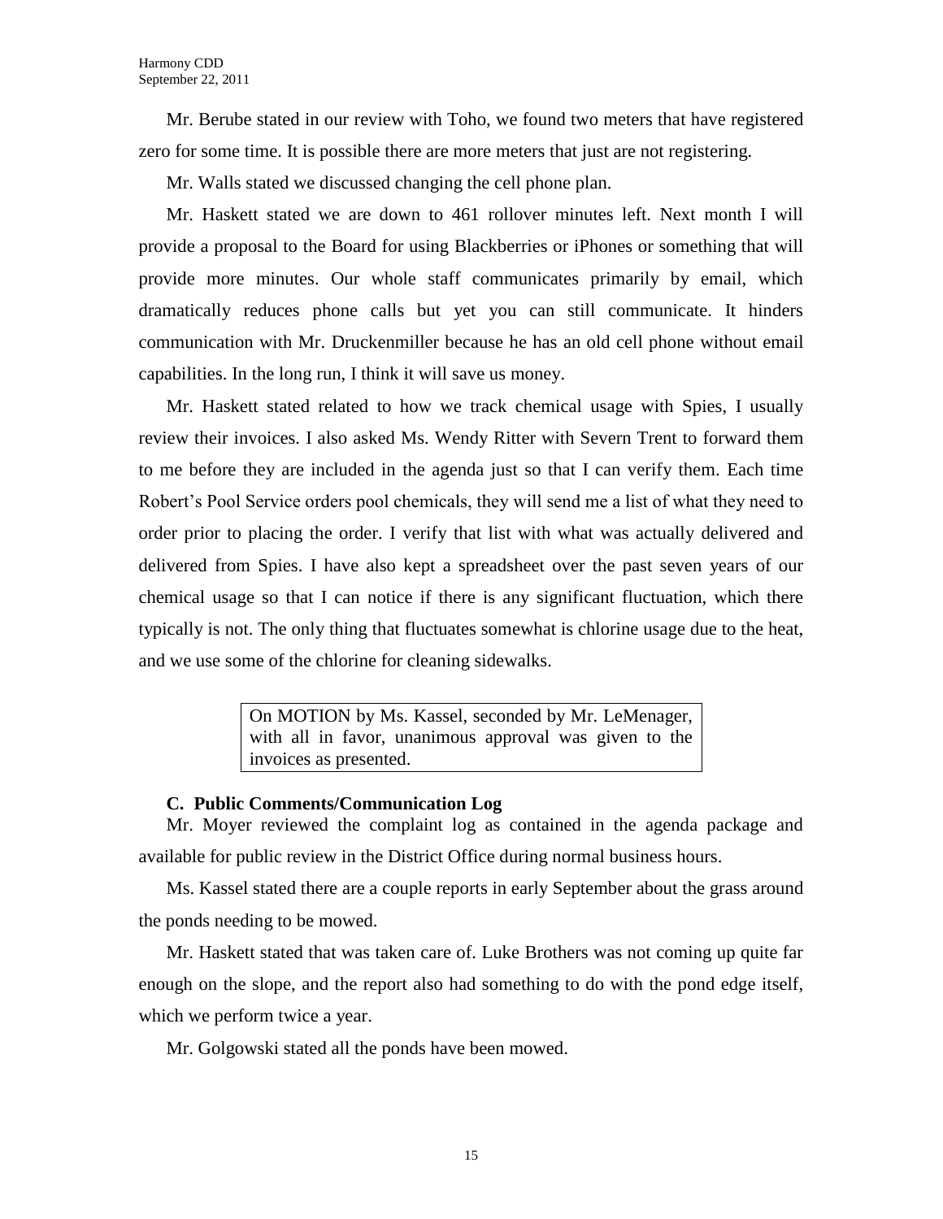Mr. Berube stated in our review with Toho, we found two meters that have registered zero for some time. It is possible there are more meters that just are not registering.

Mr. Walls stated we discussed changing the cell phone plan.

Mr. Haskett stated we are down to 461 rollover minutes left. Next month I will provide a proposal to the Board for using Blackberries or iPhones or something that will provide more minutes. Our whole staff communicates primarily by email, which dramatically reduces phone calls but yet you can still communicate. It hinders communication with Mr. Druckenmiller because he has an old cell phone without email capabilities. In the long run, I think it will save us money.

Mr. Haskett stated related to how we track chemical usage with Spies, I usually review their invoices. I also asked Ms. Wendy Ritter with Severn Trent to forward them to me before they are included in the agenda just so that I can verify them. Each time Robert's Pool Service orders pool chemicals, they will send me a list of what they need to order prior to placing the order. I verify that list with what was actually delivered and delivered from Spies. I have also kept a spreadsheet over the past seven years of our chemical usage so that I can notice if there is any significant fluctuation, which there typically is not. The only thing that fluctuates somewhat is chlorine usage due to the heat, and we use some of the chlorine for cleaning sidewalks.

> On MOTION by Ms. Kassel, seconded by Mr. LeMenager, with all in favor, unanimous approval was given to the invoices as presented.

**C. Public Comments/Communication Log**

Mr. Moyer reviewed the complaint log as contained in the agenda package and available for public review in the District Office during normal business hours.

Ms. Kassel stated there are a couple reports in early September about the grass around the ponds needing to be mowed.

Mr. Haskett stated that was taken care of. Luke Brothers was not coming up quite far enough on the slope, and the report also had something to do with the pond edge itself, which we perform twice a year.

Mr. Golgowski stated all the ponds have been mowed.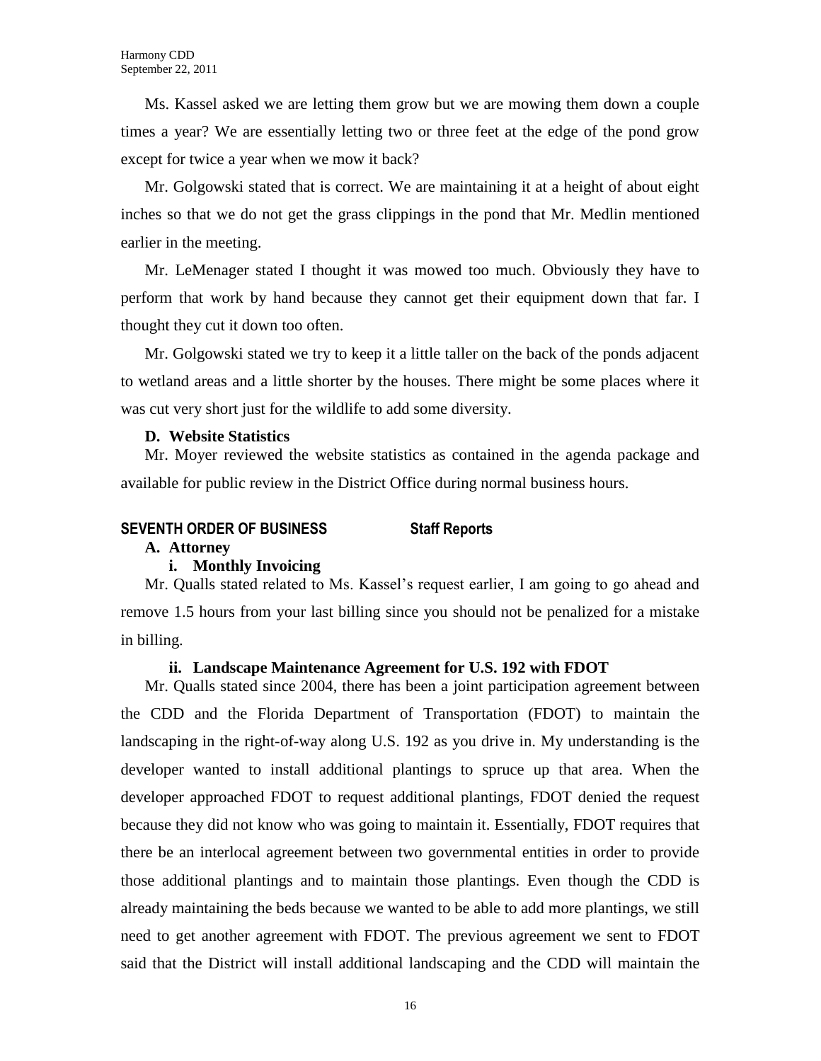Ms. Kassel asked we are letting them grow but we are mowing them down a couple times a year? We are essentially letting two or three feet at the edge of the pond grow except for twice a year when we mow it back?

Mr. Golgowski stated that is correct. We are maintaining it at a height of about eight inches so that we do not get the grass clippings in the pond that Mr. Medlin mentioned earlier in the meeting.

Mr. LeMenager stated I thought it was mowed too much. Obviously they have to perform that work by hand because they cannot get their equipment down that far. I thought they cut it down too often.

Mr. Golgowski stated we try to keep it a little taller on the back of the ponds adjacent to wetland areas and a little shorter by the houses. There might be some places where it was cut very short just for the wildlife to add some diversity.

**D. Website Statistics**

Mr. Moyer reviewed the website statistics as contained in the agenda package and available for public review in the District Office during normal business hours.

## SEVENTH ORDER OF BUSINESS Staff Reports

**A. Attorney**

**i. Monthly Invoicing**

Mr. Qualls stated related to Ms. Kassel's request earlier, I am going to go ahead and remove 1.5 hours from your last billing since you should not be penalized for a mistake in billing.

**ii. Landscape Maintenance Agreement for U.S. 192 with FDOT**

Mr. Qualls stated since 2004, there has been a joint participation agreement between the CDD and the Florida Department of Transportation (FDOT) to maintain the landscaping in the right-of-way along U.S. 192 as you drive in. My understanding is the developer wanted to install additional plantings to spruce up that area. When the developer approached FDOT to request additional plantings, FDOT denied the request because they did not know who was going to maintain it. Essentially, FDOT requires that there be an interlocal agreement between two governmental entities in order to provide those additional plantings and to maintain those plantings. Even though the CDD is already maintaining the beds because we wanted to be able to add more plantings, we still need to get another agreement with FDOT. The previous agreement we sent to FDOT said that the District will install additional landscaping and the CDD will maintain the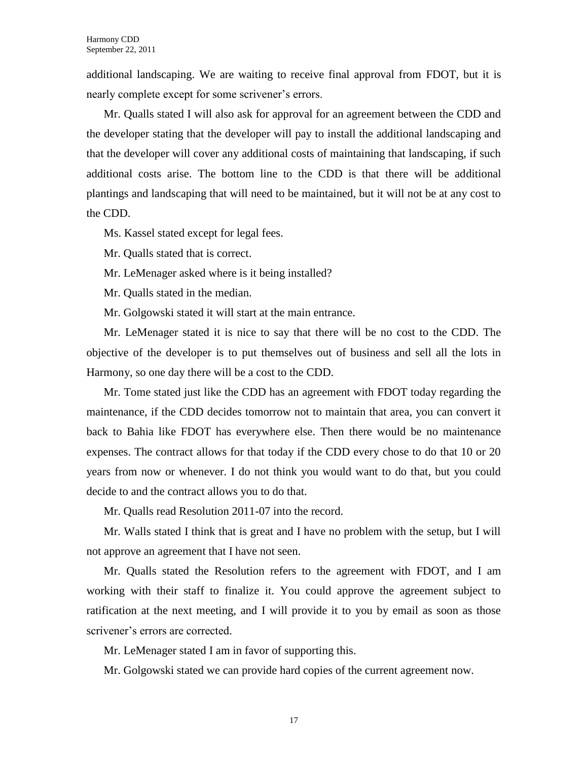additional landscaping. We are waiting to receive final approval from FDOT, but it is nearly complete except for some scrivener's errors.

Mr. Qualls stated I will also ask for approval for an agreement between the CDD and the developer stating that the developer will pay to install the additional landscaping and that the developer will cover any additional costs of maintaining that landscaping, if such additional costs arise. The bottom line to the CDD is that there will be additional plantings and landscaping that will need to be maintained, but it will not be at any cost to the CDD.

Ms. Kassel stated except for legal fees.

Mr. Qualls stated that is correct.

Mr. LeMenager asked where is it being installed?

Mr. Qualls stated in the median.

Mr. Golgowski stated it will start at the main entrance.

Mr. LeMenager stated it is nice to say that there will be no cost to the CDD. The objective of the developer is to put themselves out of business and sell all the lots in Harmony, so one day there will be a cost to the CDD.

Mr. Tome stated just like the CDD has an agreement with FDOT today regarding the maintenance, if the CDD decides tomorrow not to maintain that area, you can convert it back to Bahia like FDOT has everywhere else. Then there would be no maintenance expenses. The contract allows for that today if the CDD every chose to do that 10 or 20 years from now or whenever. I do not think you would want to do that, but you could decide to and the contract allows you to do that.

Mr. Qualls read Resolution 2011-07 into the record.

Mr. Walls stated I think that is great and I have no problem with the setup, but I will not approve an agreement that I have not seen.

Mr. Qualls stated the Resolution refers to the agreement with FDOT, and I am working with their staff to finalize it. You could approve the agreement subject to ratification at the next meeting, and I will provide it to you by email as soon as those scrivener's errors are corrected.

Mr. LeMenager stated I am in favor of supporting this.

Mr. Golgowski stated we can provide hard copies of the current agreement now.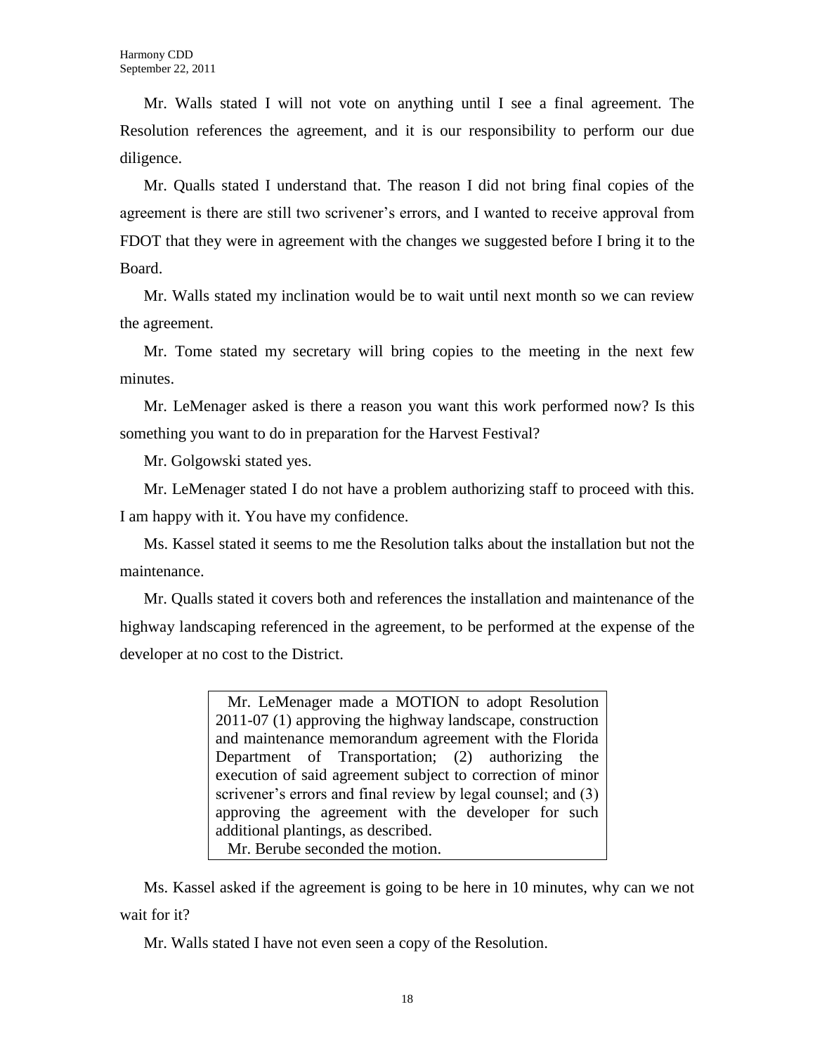Mr. Walls stated I will not vote on anything until I see a final agreement. The Resolution references the agreement, and it is our responsibility to perform our due diligence.

Mr. Qualls stated I understand that. The reason I did not bring final copies of the agreement is there are still two scrivener's errors, and I wanted to receive approval from FDOT that they were in agreement with the changes we suggested before I bring it to the Board.

Mr. Walls stated my inclination would be to wait until next month so we can review the agreement.

Mr. Tome stated my secretary will bring copies to the meeting in the next few minutes.

Mr. LeMenager asked is there a reason you want this work performed now? Is this something you want to do in preparation for the Harvest Festival?

Mr. Golgowski stated yes.

Mr. LeMenager stated I do not have a problem authorizing staff to proceed with this. I am happy with it. You have my confidence.

Ms. Kassel stated it seems to me the Resolution talks about the installation but not the maintenance.

Mr. Qualls stated it covers both and references the installation and maintenance of the highway landscaping referenced in the agreement, to be performed at the expense of the developer at no cost to the District.

> Mr. LeMenager made a MOTION to adopt Resolution 2011-07 (1) approving the highway landscape, construction and maintenance memorandum agreement with the Florida Department of Transportation; (2) authorizing the execution of said agreement subject to correction of minor scrivener's errors and final review by legal counsel; and (3) approving the agreement with the developer for such additional plantings, as described.
> Mr. Berube seconded the motion.

Ms. Kassel asked if the agreement is going to be here in 10 minutes, why can we not wait for it?

Mr. Walls stated I have not even seen a copy of the Resolution.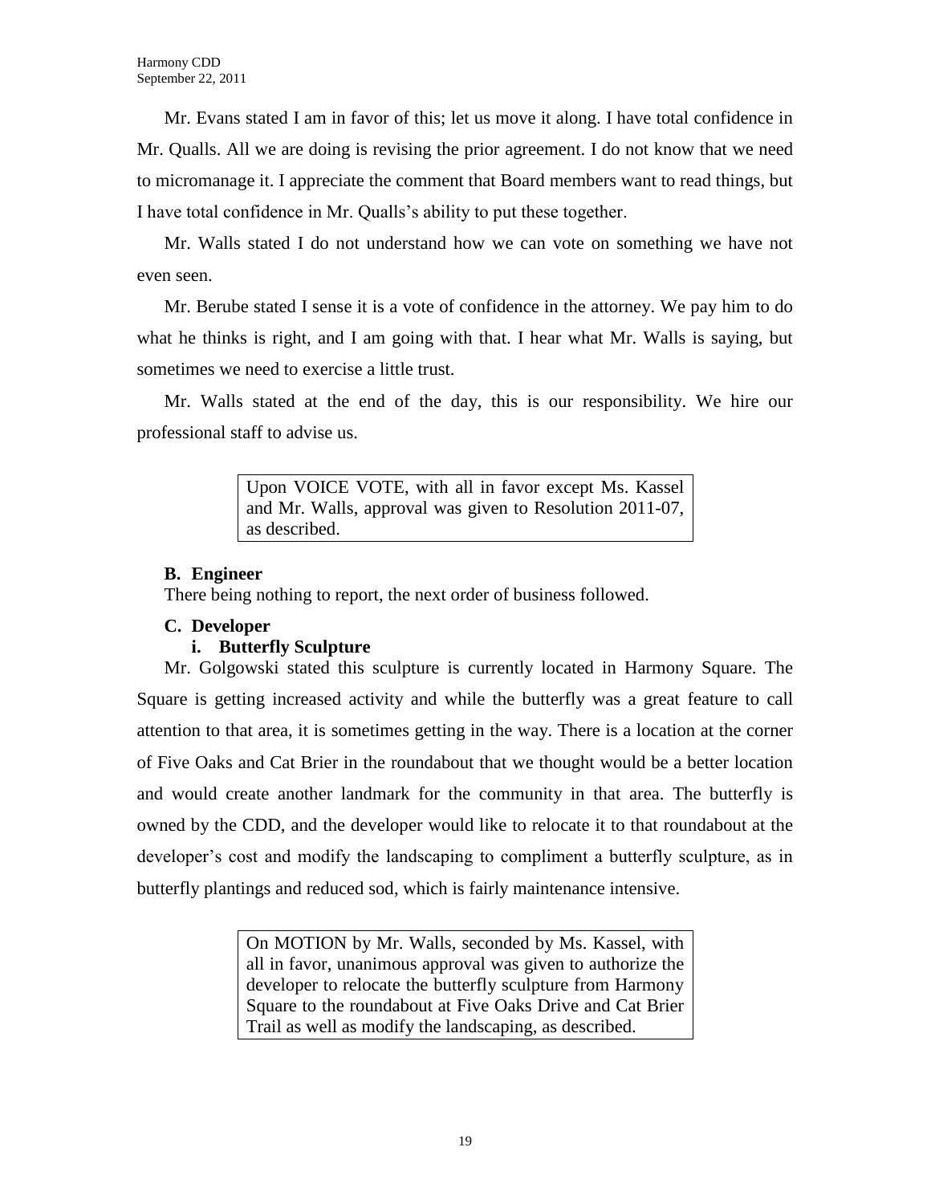Mr. Evans stated I am in favor of this; let us move it along. I have total confidence in Mr. Qualls. All we are doing is revising the prior agreement. I do not know that we need to micromanage it. I appreciate the comment that Board members want to read things, but I have total confidence in Mr. Qualls's ability to put these together.

Mr. Walls stated I do not understand how we can vote on something we have not even seen.

Mr. Berube stated I sense it is a vote of confidence in the attorney. We pay him to do what he thinks is right, and I am going with that. I hear what Mr. Walls is saying, but sometimes we need to exercise a little trust.

Mr. Walls stated at the end of the day, this is our responsibility. We hire our professional staff to advise us.

> Upon VOICE VOTE, with all in favor except Ms. Kassel and Mr. Walls, approval was given to Resolution 2011-07, as described.

**B. Engineer**

There being nothing to report, the next order of business followed.

**C. Developer**

**i. Butterfly Sculpture**

Mr. Golgowski stated this sculpture is currently located in Harmony Square. The Square is getting increased activity and while the butterfly was a great feature to call attention to that area, it is sometimes getting in the way. There is a location at the corner of Five Oaks and Cat Brier in the roundabout that we thought would be a better location and would create another landmark for the community in that area. The butterfly is owned by the CDD, and the developer would like to relocate it to that roundabout at the developer's cost and modify the landscaping to compliment a butterfly sculpture, as in butterfly plantings and reduced sod, which is fairly maintenance intensive.

> On MOTION by Mr. Walls, seconded by Ms. Kassel, with all in favor, unanimous approval was given to authorize the developer to relocate the butterfly sculpture from Harmony Square to the roundabout at Five Oaks Drive and Cat Brier Trail as well as modify the landscaping, as described.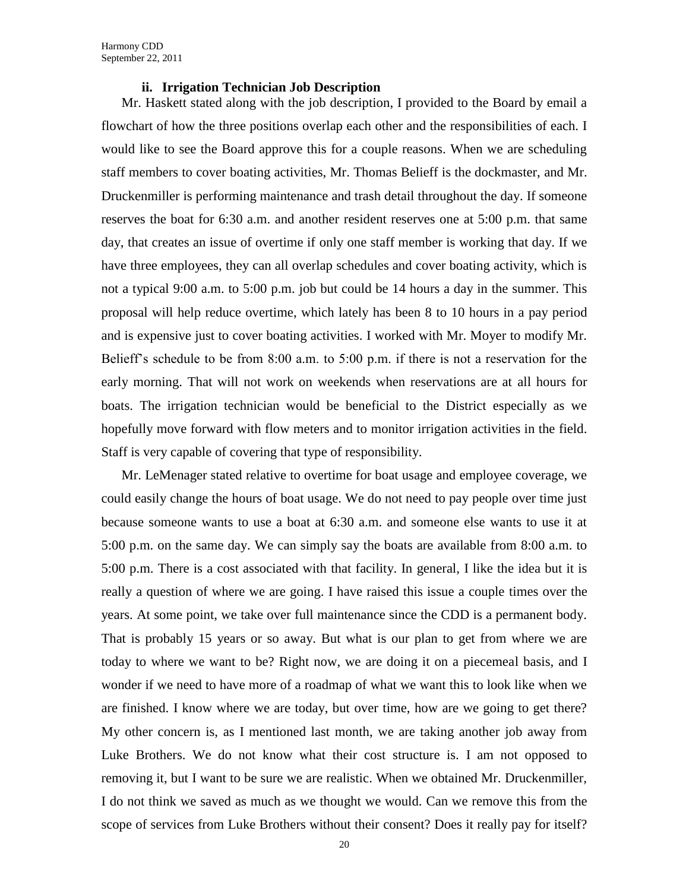#### ii. Irrigation Technician Job Description

Mr. Haskett stated along with the job description, I provided to the Board by email a flowchart of how the three positions overlap each other and the responsibilities of each. I would like to see the Board approve this for a couple reasons. When we are scheduling staff members to cover boating activities, Mr. Thomas Belieff is the dockmaster, and Mr. Druckenmiller is performing maintenance and trash detail throughout the day. If someone reserves the boat for 6:30 a.m. and another resident reserves one at 5:00 p.m. that same day, that creates an issue of overtime if only one staff member is working that day. If we have three employees, they can all overlap schedules and cover boating activity, which is not a typical 9:00 a.m. to 5:00 p.m. job but could be 14 hours a day in the summer. This proposal will help reduce overtime, which lately has been 8 to 10 hours in a pay period and is expensive just to cover boating activities. I worked with Mr. Moyer to modify Mr. Belieff's schedule to be from 8:00 a.m. to 5:00 p.m. if there is not a reservation for the early morning. That will not work on weekends when reservations are at all hours for boats. The irrigation technician would be beneficial to the District especially as we hopefully move forward with flow meters and to monitor irrigation activities in the field. Staff is very capable of covering that type of responsibility.

Mr. LeMenager stated relative to overtime for boat usage and employee coverage, we could easily change the hours of boat usage. We do not need to pay people over time just because someone wants to use a boat at 6:30 a.m. and someone else wants to use it at 5:00 p.m. on the same day. We can simply say the boats are available from 8:00 a.m. to 5:00 p.m. There is a cost associated with that facility. In general, I like the idea but it is really a question of where we are going. I have raised this issue a couple times over the years. At some point, we take over full maintenance since the CDD is a permanent body. That is probably 15 years or so away. But what is our plan to get from where we are today to where we want to be? Right now, we are doing it on a piecemeal basis, and I wonder if we need to have more of a roadmap of what we want this to look like when we are finished. I know where we are today, but over time, how are we going to get there? My other concern is, as I mentioned last month, we are taking another job away from Luke Brothers. We do not know what their cost structure is. I am not opposed to removing it, but I want to be sure we are realistic. When we obtained Mr. Druckenmiller, I do not think we saved as much as we thought we would. Can we remove this from the scope of services from Luke Brothers without their consent? Does it really pay for itself?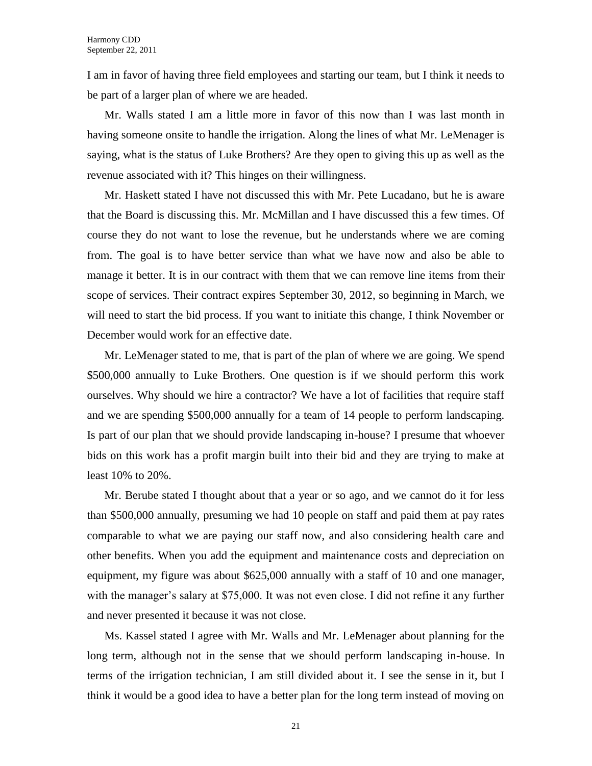I am in favor of having three field employees and starting our team, but I think it needs to be part of a larger plan of where we are headed.

Mr. Walls stated I am a little more in favor of this now than I was last month in having someone onsite to handle the irrigation. Along the lines of what Mr. LeMenager is saying, what is the status of Luke Brothers? Are they open to giving this up as well as the revenue associated with it? This hinges on their willingness.

Mr. Haskett stated I have not discussed this with Mr. Pete Lucadano, but he is aware that the Board is discussing this. Mr. McMillan and I have discussed this a few times. Of course they do not want to lose the revenue, but he understands where we are coming from. The goal is to have better service than what we have now and also be able to manage it better. It is in our contract with them that we can remove line items from their scope of services. Their contract expires September 30, 2012, so beginning in March, we will need to start the bid process. If you want to initiate this change, I think November or December would work for an effective date.

Mr. LeMenager stated to me, that is part of the plan of where we are going. We spend $500,000 annually to Luke Brothers. One question is if we should perform this work ourselves. Why should we hire a contractor? We have a lot of facilities that require staff and we are spending $500,000 annually for a team of 14 people to perform landscaping. Is part of our plan that we should provide landscaping in-house? I presume that whoever bids on this work has a profit margin built into their bid and they are trying to make at least 10% to 20%.

Mr. Berube stated I thought about that a year or so ago, and we cannot do it for less than $500,000 annually, presuming we had 10 people on staff and paid them at pay rates comparable to what we are paying our staff now, and also considering health care and other benefits. When you add the equipment and maintenance costs and depreciation on equipment, my figure was about $625,000 annually with a staff of 10 and one manager, with the manager's salary at $75,000. It was not even close. I did not refine it any further and never presented it because it was not close.

Ms. Kassel stated I agree with Mr. Walls and Mr. LeMenager about planning for the long term, although not in the sense that we should perform landscaping in-house. In terms of the irrigation technician, I am still divided about it. I see the sense in it, but I think it would be a good idea to have a better plan for the long term instead of moving on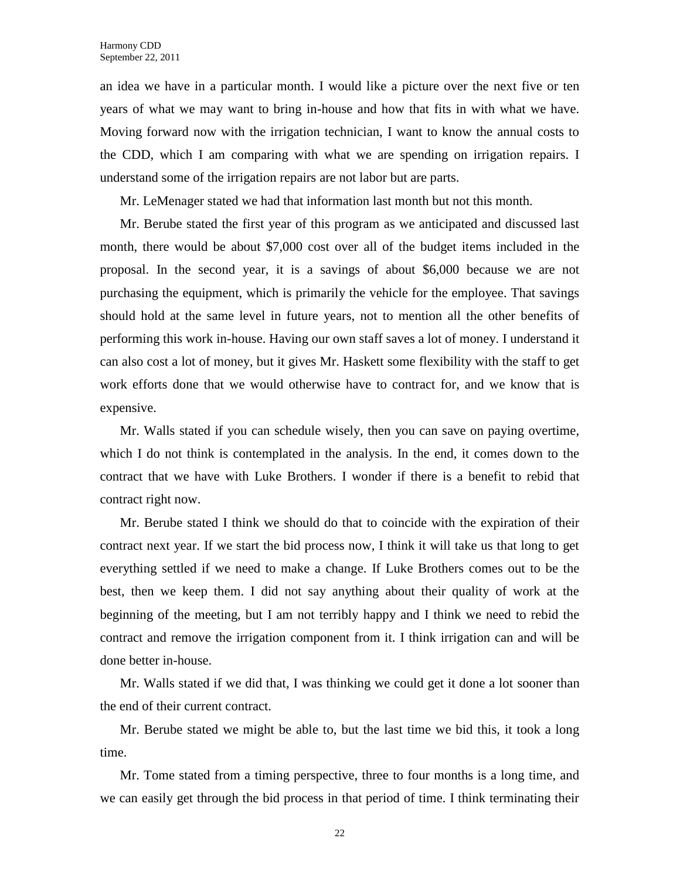an idea we have in a particular month. I would like a picture over the next five or ten years of what we may want to bring in-house and how that fits in with what we have. Moving forward now with the irrigation technician, I want to know the annual costs to the CDD, which I am comparing with what we are spending on irrigation repairs. I understand some of the irrigation repairs are not labor but are parts.

Mr. LeMenager stated we had that information last month but not this month.

Mr. Berube stated the first year of this program as we anticipated and discussed last month, there would be about $7,000 cost over all of the budget items included in the proposal. In the second year, it is a savings of about $6,000 because we are not purchasing the equipment, which is primarily the vehicle for the employee. That savings should hold at the same level in future years, not to mention all the other benefits of performing this work in-house. Having our own staff saves a lot of money. I understand it can also cost a lot of money, but it gives Mr. Haskett some flexibility with the staff to get work efforts done that we would otherwise have to contract for, and we know that is expensive.

Mr. Walls stated if you can schedule wisely, then you can save on paying overtime, which I do not think is contemplated in the analysis. In the end, it comes down to the contract that we have with Luke Brothers. I wonder if there is a benefit to rebid that contract right now.

Mr. Berube stated I think we should do that to coincide with the expiration of their contract next year. If we start the bid process now, I think it will take us that long to get everything settled if we need to make a change. If Luke Brothers comes out to be the best, then we keep them. I did not say anything about their quality of work at the beginning of the meeting, but I am not terribly happy and I think we need to rebid the contract and remove the irrigation component from it. I think irrigation can and will be done better in-house.

Mr. Walls stated if we did that, I was thinking we could get it done a lot sooner than the end of their current contract.

Mr. Berube stated we might be able to, but the last time we bid this, it took a long time.

Mr. Tome stated from a timing perspective, three to four months is a long time, and we can easily get through the bid process in that period of time. I think terminating their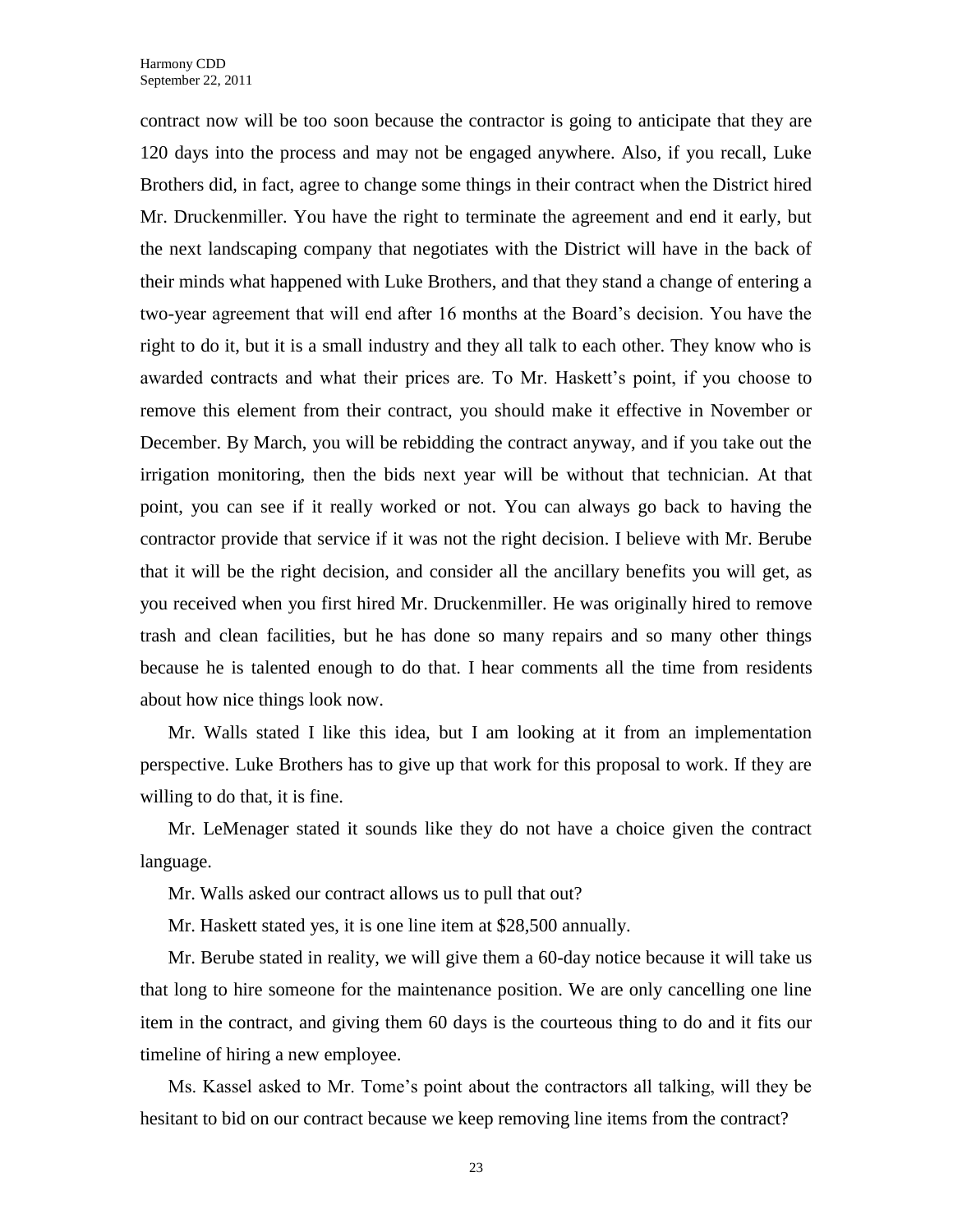contract now will be too soon because the contractor is going to anticipate that they are 120 days into the process and may not be engaged anywhere. Also, if you recall, Luke Brothers did, in fact, agree to change some things in their contract when the District hired Mr. Druckenmiller. You have the right to terminate the agreement and end it early, but the next landscaping company that negotiates with the District will have in the back of their minds what happened with Luke Brothers, and that they stand a change of entering a two-year agreement that will end after 16 months at the Board's decision. You have the right to do it, but it is a small industry and they all talk to each other. They know who is awarded contracts and what their prices are. To Mr. Haskett's point, if you choose to remove this element from their contract, you should make it effective in November or December. By March, you will be rebidding the contract anyway, and if you take out the irrigation monitoring, then the bids next year will be without that technician. At that point, you can see if it really worked or not. You can always go back to having the contractor provide that service if it was not the right decision. I believe with Mr. Berube that it will be the right decision, and consider all the ancillary benefits you will get, as you received when you first hired Mr. Druckenmiller. He was originally hired to remove trash and clean facilities, but he has done so many repairs and so many other things because he is talented enough to do that. I hear comments all the time from residents about how nice things look now.

Mr. Walls stated I like this idea, but I am looking at it from an implementation perspective. Luke Brothers has to give up that work for this proposal to work. If they are willing to do that, it is fine.

Mr. LeMenager stated it sounds like they do not have a choice given the contract language.

Mr. Walls asked our contract allows us to pull that out?

Mr. Haskett stated yes, it is one line item at $28,500 annually.

Mr. Berube stated in reality, we will give them a 60-day notice because it will take us that long to hire someone for the maintenance position. We are only cancelling one line item in the contract, and giving them 60 days is the courteous thing to do and it fits our timeline of hiring a new employee.

Ms. Kassel asked to Mr. Tome's point about the contractors all talking, will they be hesitant to bid on our contract because we keep removing line items from the contract?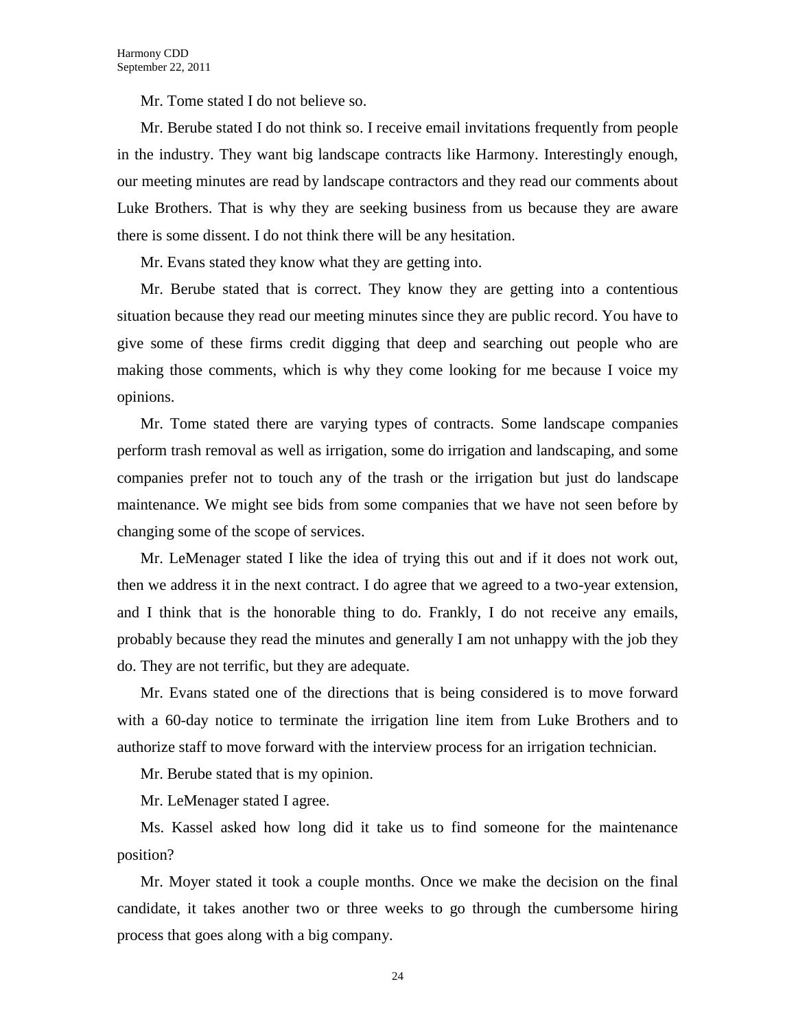Mr. Tome stated I do not believe so.

Mr. Berube stated I do not think so. I receive email invitations frequently from people in the industry. They want big landscape contracts like Harmony. Interestingly enough, our meeting minutes are read by landscape contractors and they read our comments about Luke Brothers. That is why they are seeking business from us because they are aware there is some dissent. I do not think there will be any hesitation.

Mr. Evans stated they know what they are getting into.

Mr. Berube stated that is correct. They know they are getting into a contentious situation because they read our meeting minutes since they are public record. You have to give some of these firms credit digging that deep and searching out people who are making those comments, which is why they come looking for me because I voice my opinions.

Mr. Tome stated there are varying types of contracts. Some landscape companies perform trash removal as well as irrigation, some do irrigation and landscaping, and some companies prefer not to touch any of the trash or the irrigation but just do landscape maintenance. We might see bids from some companies that we have not seen before by changing some of the scope of services.

Mr. LeMenager stated I like the idea of trying this out and if it does not work out, then we address it in the next contract. I do agree that we agreed to a two-year extension, and I think that is the honorable thing to do. Frankly, I do not receive any emails, probably because they read the minutes and generally I am not unhappy with the job they do. They are not terrific, but they are adequate.

Mr. Evans stated one of the directions that is being considered is to move forward with a 60-day notice to terminate the irrigation line item from Luke Brothers and to authorize staff to move forward with the interview process for an irrigation technician.

Mr. Berube stated that is my opinion.

Mr. LeMenager stated I agree.

Ms. Kassel asked how long did it take us to find someone for the maintenance position?

Mr. Moyer stated it took a couple months. Once we make the decision on the final candidate, it takes another two or three weeks to go through the cumbersome hiring process that goes along with a big company.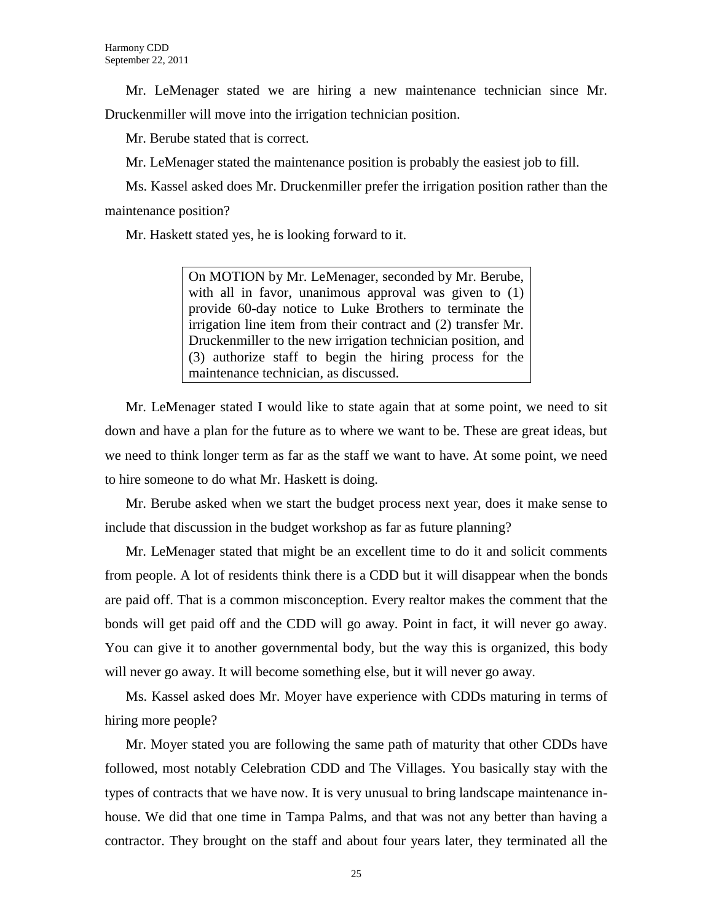Mr. LeMenager stated we are hiring a new maintenance technician since Mr. Druckenmiller will move into the irrigation technician position.

Mr. Berube stated that is correct.

Mr. LeMenager stated the maintenance position is probably the easiest job to fill.

Ms. Kassel asked does Mr. Druckenmiller prefer the irrigation position rather than the maintenance position?

Mr. Haskett stated yes, he is looking forward to it.

> On MOTION by Mr. LeMenager, seconded by Mr. Berube, with all in favor, unanimous approval was given to (1) provide 60-day notice to Luke Brothers to terminate the irrigation line item from their contract and (2) transfer Mr. Druckenmiller to the new irrigation technician position, and (3) authorize staff to begin the hiring process for the maintenance technician, as discussed.

Mr. LeMenager stated I would like to state again that at some point, we need to sit down and have a plan for the future as to where we want to be. These are great ideas, but we need to think longer term as far as the staff we want to have. At some point, we need to hire someone to do what Mr. Haskett is doing.

Mr. Berube asked when we start the budget process next year, does it make sense to include that discussion in the budget workshop as far as future planning?

Mr. LeMenager stated that might be an excellent time to do it and solicit comments from people. A lot of residents think there is a CDD but it will disappear when the bonds are paid off. That is a common misconception. Every realtor makes the comment that the bonds will get paid off and the CDD will go away. Point in fact, it will never go away. You can give it to another governmental body, but the way this is organized, this body will never go away. It will become something else, but it will never go away.

Ms. Kassel asked does Mr. Moyer have experience with CDDs maturing in terms of hiring more people?

Mr. Moyer stated you are following the same path of maturity that other CDDs have followed, most notably Celebration CDD and The Villages. You basically stay with the types of contracts that we have now. It is very unusual to bring landscape maintenance in-house. We did that one time in Tampa Palms, and that was not any better than having a contractor. They brought on the staff and about four years later, they terminated all the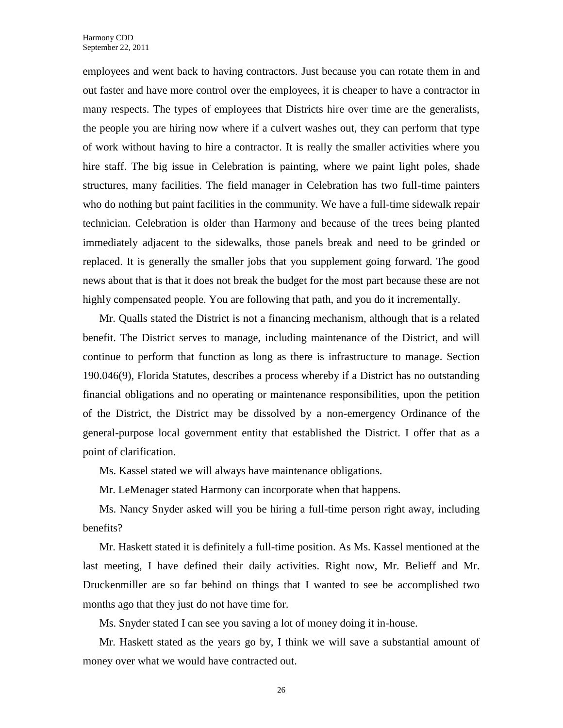employees and went back to having contractors. Just because you can rotate them in and out faster and have more control over the employees, it is cheaper to have a contractor in many respects. The types of employees that Districts hire over time are the generalists, the people you are hiring now where if a culvert washes out, they can perform that type of work without having to hire a contractor. It is really the smaller activities where you hire staff. The big issue in Celebration is painting, where we paint light poles, shade structures, many facilities. The field manager in Celebration has two full-time painters who do nothing but paint facilities in the community. We have a full-time sidewalk repair technician. Celebration is older than Harmony and because of the trees being planted immediately adjacent to the sidewalks, those panels break and need to be grinded or replaced. It is generally the smaller jobs that you supplement going forward. The good news about that is that it does not break the budget for the most part because these are not highly compensated people. You are following that path, and you do it incrementally.

Mr. Qualls stated the District is not a financing mechanism, although that is a related benefit. The District serves to manage, including maintenance of the District, and will continue to perform that function as long as there is infrastructure to manage. Section 190.046(9), Florida Statutes, describes a process whereby if a District has no outstanding financial obligations and no operating or maintenance responsibilities, upon the petition of the District, the District may be dissolved by a non-emergency Ordinance of the general-purpose local government entity that established the District. I offer that as a point of clarification.

Ms. Kassel stated we will always have maintenance obligations.

Mr. LeMenager stated Harmony can incorporate when that happens.

Ms. Nancy Snyder asked will you be hiring a full-time person right away, including benefits?

Mr. Haskett stated it is definitely a full-time position. As Ms. Kassel mentioned at the last meeting, I have defined their daily activities. Right now, Mr. Belieff and Mr. Druckenmiller are so far behind on things that I wanted to see be accomplished two months ago that they just do not have time for.

Ms. Snyder stated I can see you saving a lot of money doing it in-house.

Mr. Haskett stated as the years go by, I think we will save a substantial amount of money over what we would have contracted out.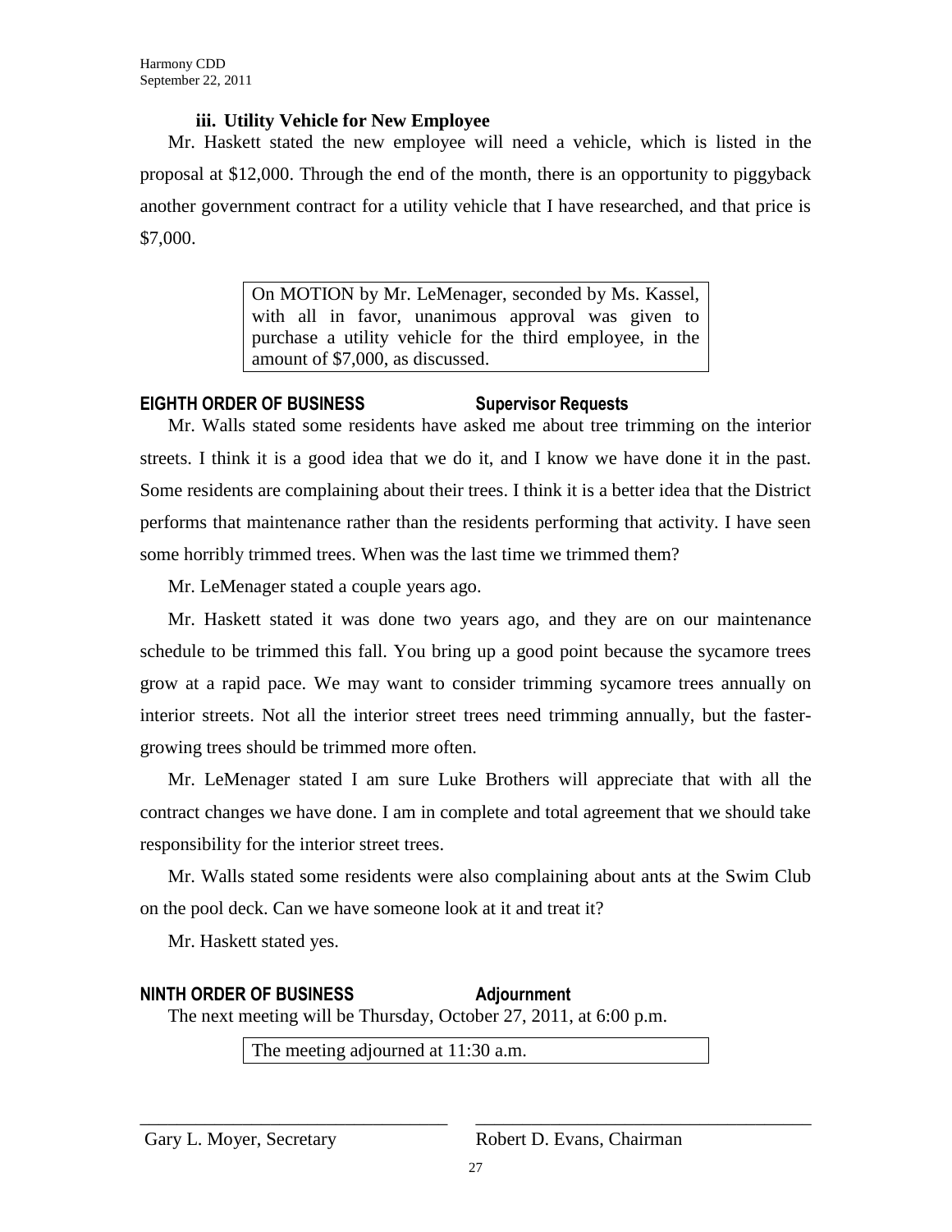### iii. Utility Vehicle for New Employee

Mr. Haskett stated the new employee will need a vehicle, which is listed in the proposal at $12,000. Through the end of the month, there is an opportunity to piggyback another government contract for a utility vehicle that I have researched, and that price is $7,000.

> On MOTION by Mr. LeMenager, seconded by Ms. Kassel, with all in favor, unanimous approval was given to purchase a utility vehicle for the third employee, in the amount of $7,000, as discussed.

## EIGHTH ORDER OF BUSINESS Supervisor Requests

Mr. Walls stated some residents have asked me about tree trimming on the interior streets. I think it is a good idea that we do it, and I know we have done it in the past. Some residents are complaining about their trees. I think it is a better idea that the District performs that maintenance rather than the residents performing that activity. I have seen some horribly trimmed trees. When was the last time we trimmed them?

Mr. LeMenager stated a couple years ago.

Mr. Haskett stated it was done two years ago, and they are on our maintenance schedule to be trimmed this fall. You bring up a good point because the sycamore trees grow at a rapid pace. We may want to consider trimming sycamore trees annually on interior streets. Not all the interior street trees need trimming annually, but the faster-growing trees should be trimmed more often.

Mr. LeMenager stated I am sure Luke Brothers will appreciate that with all the contract changes we have done. I am in complete and total agreement that we should take responsibility for the interior street trees.

Mr. Walls stated some residents were also complaining about ants at the Swim Club on the pool deck. Can we have someone look at it and treat it?

Mr. Haskett stated yes.

## NINTH ORDER OF BUSINESS Adjournment

The next meeting will be Thursday, October 27, 2011, at 6:00 p.m.

> The meeting adjourned at 11:30 a.m.

\_\_\_\_\_\_\_\_\_\_\_\_\_\_\_\_\_\_\_\_\_\_\_\_\_\_\_\_\_\_\_\_\_\_ \_\_\_\_\_\_\_\_\_\_\_\_\_\_\_\_\_\_\_\_\_\_\_\_\_\_\_\_\_\_\_\_\_\_

Gary L. Moyer, Secretary Robert D. Evans, Chairman